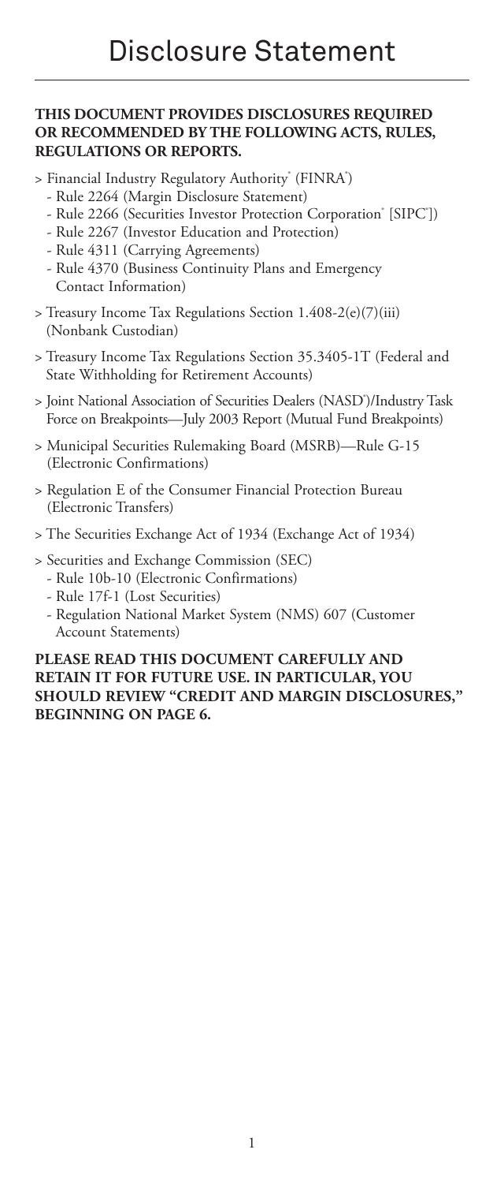# Disclosure Statement

**THIS DOCUMENT PROVIDES DISCLOSURES REQUIRED OR RECOMMENDED BY THE FOLLOWING ACTS, RULES, REGULATIONS OR REPORTS.**

> Financial Industry Regulatory Authority® (FINRA®)
  - Rule 2264 (Margin Disclosure Statement)
  - Rule 2266 (Securities Investor Protection Corporation® [SIPC®])
  - Rule 2267 (Investor Education and Protection)
  - Rule 4311 (Carrying Agreements)
  - Rule 4370 (Business Continuity Plans and Emergency Contact Information)

> Treasury Income Tax Regulations Section 1.408-2(e)(7)(iii) (Nonbank Custodian)

> Treasury Income Tax Regulations Section 35.3405-1T (Federal and State Withholding for Retirement Accounts)

> Joint National Association of Securities Dealers (NASD®)/Industry Task Force on Breakpoints—July 2003 Report (Mutual Fund Breakpoints)

> Municipal Securities Rulemaking Board (MSRB)—Rule G-15 (Electronic Confirmations)

> Regulation E of the Consumer Financial Protection Bureau (Electronic Transfers)

> The Securities Exchange Act of 1934 (Exchange Act of 1934)

> Securities and Exchange Commission (SEC)
  - Rule 10b-10 (Electronic Confirmations)
  - Rule 17f-1 (Lost Securities)
  - Regulation National Market System (NMS) 607 (Customer Account Statements)

**PLEASE READ THIS DOCUMENT CAREFULLY AND RETAIN IT FOR FUTURE USE. IN PARTICULAR, YOU SHOULD REVIEW "CREDIT AND MARGIN DISCLOSURES," BEGINNING ON PAGE 6.**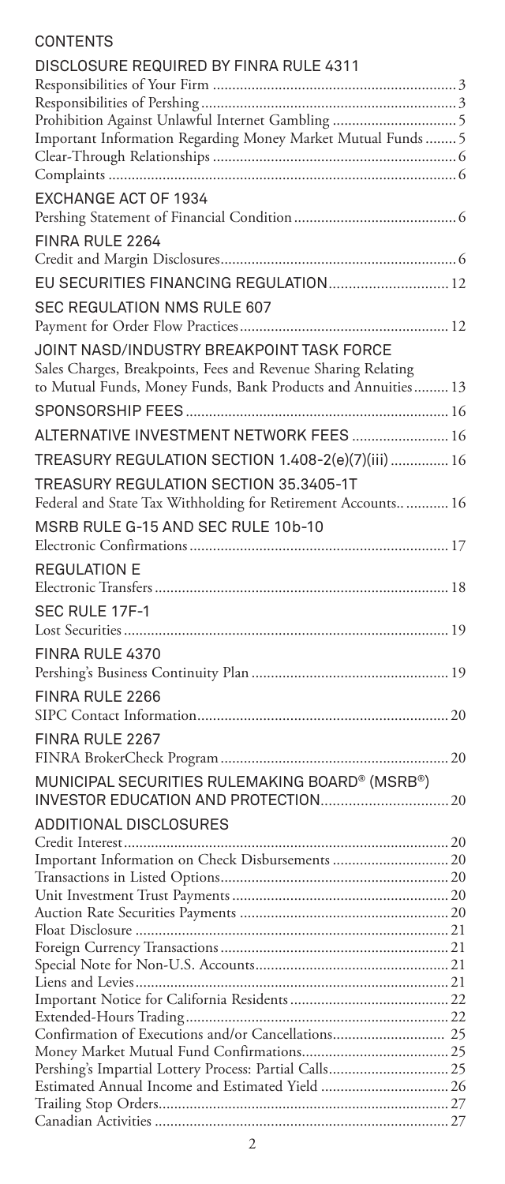## CONTENTS

### DISCLOSURE REQUIRED BY FINRA RULE 4311

Responsibilities of Your Firm .......... 3
Responsibilities of Pershing .......... 3
Prohibition Against Unlawful Internet Gambling .......... 5
Important Information Regarding Money Market Mutual Funds .......... 5
Clear-Through Relationships .......... 6
Complaints .......... 6

### EXCHANGE ACT OF 1934

Pershing Statement of Financial Condition .......... 6

### FINRA RULE 2264

Credit and Margin Disclosures .......... 6

### EU SECURITIES FINANCING REGULATION .......... 12

### SEC REGULATION NMS RULE 607

Payment for Order Flow Practices .......... 12

### JOINT NASD/INDUSTRY BREAKPOINT TASK FORCE

Sales Charges, Breakpoints, Fees and Revenue Sharing Relating to Mutual Funds, Money Funds, Bank Products and Annuities .......... 13

### SPONSORSHIP FEES .......... 16

### ALTERNATIVE INVESTMENT NETWORK FEES .......... 16

### TREASURY REGULATION SECTION 1.408-2(e)(7)(iii) .......... 16

### TREASURY REGULATION SECTION 35.3405-1T

Federal and State Tax Withholding for Retirement Accounts .......... 16

### MSRB RULE G-15 AND SEC RULE 10b-10

Electronic Confirmations .......... 17

### REGULATION E

Electronic Transfers .......... 18

### SEC RULE 17F-1

Lost Securities .......... 19

### FINRA RULE 4370

Pershing's Business Continuity Plan .......... 19

### FINRA RULE 2266

SIPC Contact Information .......... 20

### FINRA RULE 2267

FINRA BrokerCheck Program .......... 20

### MUNICIPAL SECURITIES RULEMAKING BOARD® (MSRB®) INVESTOR EDUCATION AND PROTECTION .......... 20

### ADDITIONAL DISCLOSURES

Credit Interest .......... 20
Important Information on Check Disbursements .......... 20
Transactions in Listed Options .......... 20
Unit Investment Trust Payments .......... 20
Auction Rate Securities Payments .......... 20
Float Disclosure .......... 21
Foreign Currency Transactions .......... 21
Special Note for Non-U.S. Accounts .......... 21
Liens and Levies .......... 21
Important Notice for California Residents .......... 22
Extended-Hours Trading .......... 22
Confirmation of Executions and/or Cancellations .......... 25
Money Market Mutual Fund Confirmations .......... 25
Pershing's Impartial Lottery Process: Partial Calls .......... 25
Estimated Annual Income and Estimated Yield .......... 26
Trailing Stop Orders .......... 27
Canadian Activities .......... 27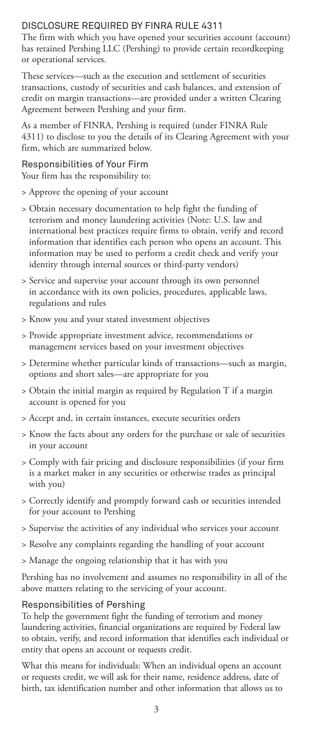## DISCLOSURE REQUIRED BY FINRA RULE 4311

The firm with which you have opened your securities account (account) has retained Pershing LLC (Pershing) to provide certain recordkeeping or operational services.

These services—such as the execution and settlement of securities transactions, custody of securities and cash balances, and extension of credit on margin transactions—are provided under a written Clearing Agreement between Pershing and your firm.

As a member of FINRA, Pershing is required (under FINRA Rule 4311) to disclose to you the details of its Clearing Agreement with your firm, which are summarized below.

### Responsibilities of Your Firm

Your firm has the responsibility to:

> Approve the opening of your account

> Obtain necessary documentation to help fight the funding of terrorism and money laundering activities (Note: U.S. law and international best practices require firms to obtain, verify and record information that identifies each person who opens an account. This information may be used to perform a credit check and verify your identity through internal sources or third-party vendors)

> Service and supervise your account through its own personnel in accordance with its own policies, procedures, applicable laws, regulations and rules

> Know you and your stated investment objectives

> Provide appropriate investment advice, recommendations or management services based on your investment objectives

> Determine whether particular kinds of transactions—such as margin, options and short sales—are appropriate for you

> Obtain the initial margin as required by Regulation T if a margin account is opened for you

> Accept and, in certain instances, execute securities orders

> Know the facts about any orders for the purchase or sale of securities in your account

> Comply with fair pricing and disclosure responsibilities (if your firm is a market maker in any securities or otherwise trades as principal with you)

> Correctly identify and promptly forward cash or securities intended for your account to Pershing

> Supervise the activities of any individual who services your account

> Resolve any complaints regarding the handling of your account

> Manage the ongoing relationship that it has with you

Pershing has no involvement and assumes no responsibility in all of the above matters relating to the servicing of your account.

### Responsibilities of Pershing

To help the government fight the funding of terrorism and money laundering activities, financial organizations are required by Federal law to obtain, verify, and record information that identifies each individual or entity that opens an account or requests credit.

What this means for individuals: When an individual opens an account or requests credit, we will ask for their name, residence address, date of birth, tax identification number and other information that allows us to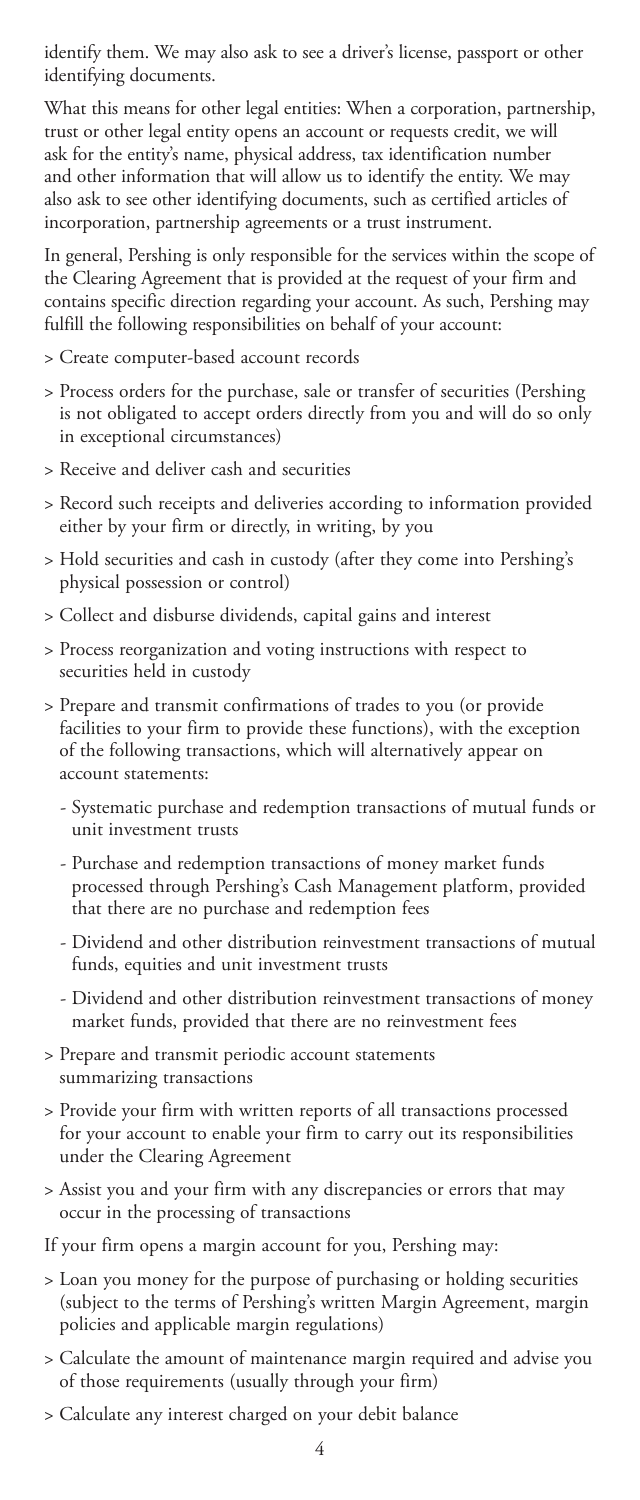identify them. We may also ask to see a driver's license, passport or other identifying documents.

What this means for other legal entities: When a corporation, partnership, trust or other legal entity opens an account or requests credit, we will ask for the entity's name, physical address, tax identification number and other information that will allow us to identify the entity. We may also ask to see other identifying documents, such as certified articles of incorporation, partnership agreements or a trust instrument.

In general, Pershing is only responsible for the services within the scope of the Clearing Agreement that is provided at the request of your firm and contains specific direction regarding your account. As such, Pershing may fulfill the following responsibilities on behalf of your account:

- Create computer-based account records
- Process orders for the purchase, sale or transfer of securities (Pershing is not obligated to accept orders directly from you and will do so only in exceptional circumstances)
- Receive and deliver cash and securities
- Record such receipts and deliveries according to information provided either by your firm or directly, in writing, by you
- Hold securities and cash in custody (after they come into Pershing's physical possession or control)
- Collect and disburse dividends, capital gains and interest
- Process reorganization and voting instructions with respect to securities held in custody
- Prepare and transmit confirmations of trades to you (or provide facilities to your firm to provide these functions), with the exception of the following transactions, which will alternatively appear on account statements:
  - Systematic purchase and redemption transactions of mutual funds or unit investment trusts
  - Purchase and redemption transactions of money market funds processed through Pershing's Cash Management platform, provided that there are no purchase and redemption fees
  - Dividend and other distribution reinvestment transactions of mutual funds, equities and unit investment trusts
  - Dividend and other distribution reinvestment transactions of money market funds, provided that there are no reinvestment fees
- Prepare and transmit periodic account statements summarizing transactions
- Provide your firm with written reports of all transactions processed for your account to enable your firm to carry out its responsibilities under the Clearing Agreement
- Assist you and your firm with any discrepancies or errors that may occur in the processing of transactions

If your firm opens a margin account for you, Pershing may:

- Loan you money for the purpose of purchasing or holding securities (subject to the terms of Pershing's written Margin Agreement, margin policies and applicable margin regulations)
- Calculate the amount of maintenance margin required and advise you of those requirements (usually through your firm)
- Calculate any interest charged on your debit balance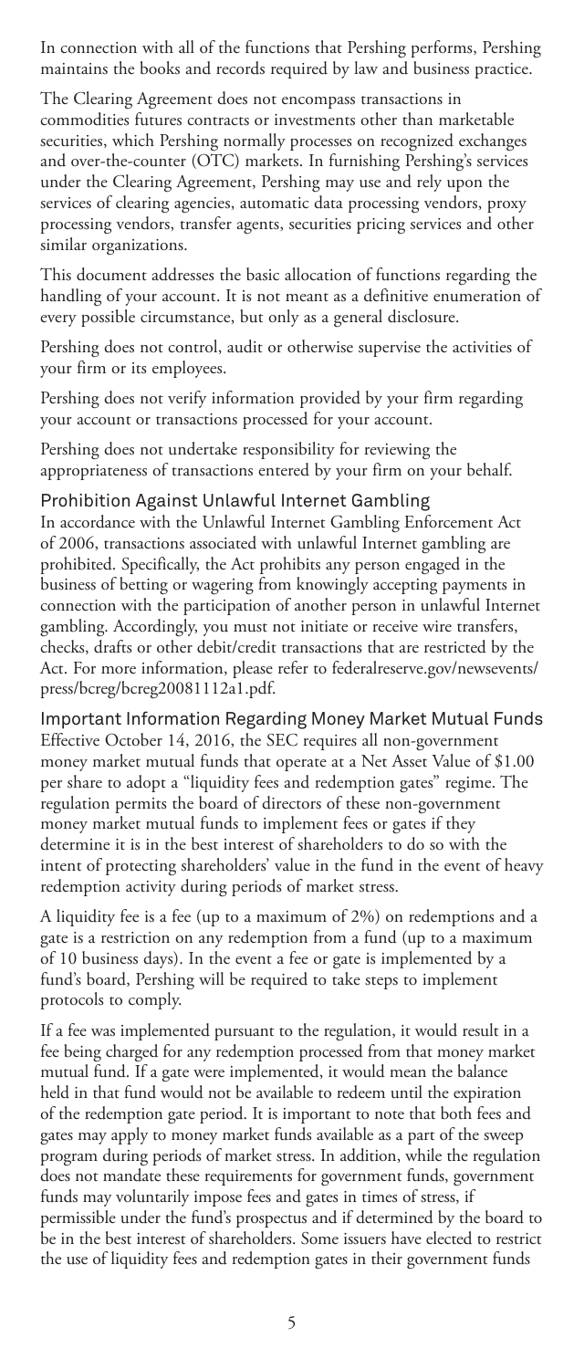In connection with all of the functions that Pershing performs, Pershing maintains the books and records required by law and business practice.

The Clearing Agreement does not encompass transactions in commodities futures contracts or investments other than marketable securities, which Pershing normally processes on recognized exchanges and over-the-counter (OTC) markets. In furnishing Pershing's services under the Clearing Agreement, Pershing may use and rely upon the services of clearing agencies, automatic data processing vendors, proxy processing vendors, transfer agents, securities pricing services and other similar organizations.

This document addresses the basic allocation of functions regarding the handling of your account. It is not meant as a definitive enumeration of every possible circumstance, but only as a general disclosure.

Pershing does not control, audit or otherwise supervise the activities of your firm or its employees.

Pershing does not verify information provided by your firm regarding your account or transactions processed for your account.

Pershing does not undertake responsibility for reviewing the appropriateness of transactions entered by your firm on your behalf.

### Prohibition Against Unlawful Internet Gambling

In accordance with the Unlawful Internet Gambling Enforcement Act of 2006, transactions associated with unlawful Internet gambling are prohibited. Specifically, the Act prohibits any person engaged in the business of betting or wagering from knowingly accepting payments in connection with the participation of another person in unlawful Internet gambling. Accordingly, you must not initiate or receive wire transfers, checks, drafts or other debit/credit transactions that are restricted by the Act. For more information, please refer to federalreserve.gov/newsevents/press/bcreg/bcreg20081112a1.pdf.

### Important Information Regarding Money Market Mutual Funds

Effective October 14, 2016, the SEC requires all non-government money market mutual funds that operate at a Net Asset Value of $1.00 per share to adopt a "liquidity fees and redemption gates" regime. The regulation permits the board of directors of these non-government money market mutual funds to implement fees or gates if they determine it is in the best interest of shareholders to do so with the intent of protecting shareholders' value in the fund in the event of heavy redemption activity during periods of market stress.

A liquidity fee is a fee (up to a maximum of 2%) on redemptions and a gate is a restriction on any redemption from a fund (up to a maximum of 10 business days). In the event a fee or gate is implemented by a fund's board, Pershing will be required to take steps to implement protocols to comply.

If a fee was implemented pursuant to the regulation, it would result in a fee being charged for any redemption processed from that money market mutual fund. If a gate were implemented, it would mean the balance held in that fund would not be available to redeem until the expiration of the redemption gate period. It is important to note that both fees and gates may apply to money market funds available as a part of the sweep program during periods of market stress. In addition, while the regulation does not mandate these requirements for government funds, government funds may voluntarily impose fees and gates in times of stress, if permissible under the fund's prospectus and if determined by the board to be in the best interest of shareholders. Some issuers have elected to restrict the use of liquidity fees and redemption gates in their government funds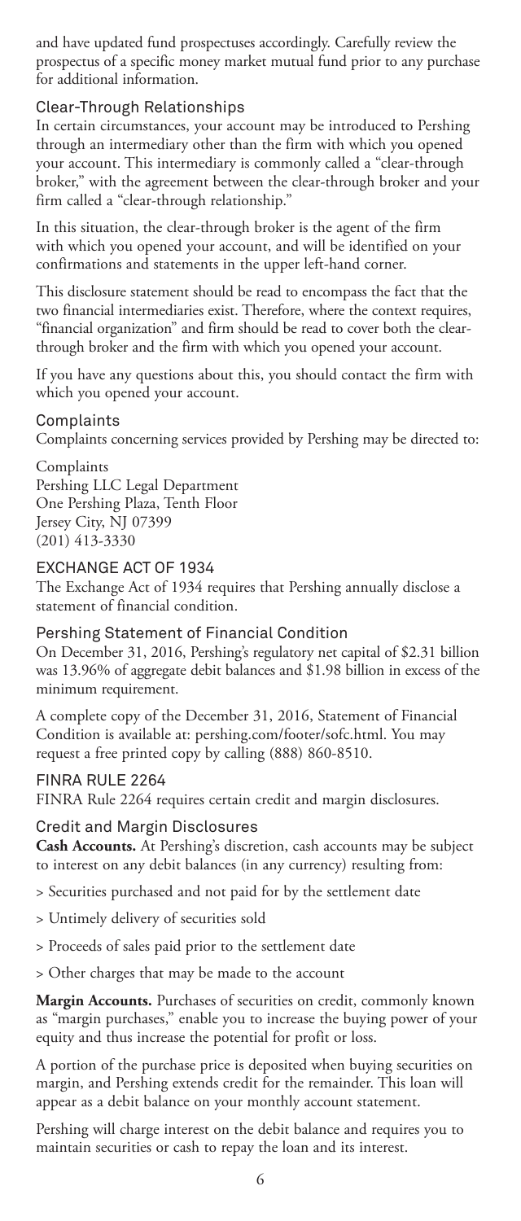and have updated fund prospectuses accordingly. Carefully review the prospectus of a specific money market mutual fund prior to any purchase for additional information.

### Clear-Through Relationships

In certain circumstances, your account may be introduced to Pershing through an intermediary other than the firm with which you opened your account. This intermediary is commonly called a "clear-through broker," with the agreement between the clear-through broker and your firm called a "clear-through relationship."

In this situation, the clear-through broker is the agent of the firm with which you opened your account, and will be identified on your confirmations and statements in the upper left-hand corner.

This disclosure statement should be read to encompass the fact that the two financial intermediaries exist. Therefore, where the context requires, "financial organization" and firm should be read to cover both the clear-through broker and the firm with which you opened your account.

If you have any questions about this, you should contact the firm with which you opened your account.

### Complaints

Complaints concerning services provided by Pershing may be directed to:

Complaints
Pershing LLC Legal Department
One Pershing Plaza, Tenth Floor
Jersey City, NJ 07399
(201) 413-3330

## EXCHANGE ACT OF 1934

The Exchange Act of 1934 requires that Pershing annually disclose a statement of financial condition.

### Pershing Statement of Financial Condition

On December 31, 2016, Pershing's regulatory net capital of $2.31 billion was 13.96% of aggregate debit balances and $1.98 billion in excess of the minimum requirement.

A complete copy of the December 31, 2016, Statement of Financial Condition is available at: pershing.com/footer/sofc.html. You may request a free printed copy by calling (888) 860-8510.

## FINRA RULE 2264

FINRA Rule 2264 requires certain credit and margin disclosures.

### Credit and Margin Disclosures

**Cash Accounts.** At Pershing's discretion, cash accounts may be subject to interest on any debit balances (in any currency) resulting from:

> Securities purchased and not paid for by the settlement date

> Untimely delivery of securities sold

> Proceeds of sales paid prior to the settlement date

> Other charges that may be made to the account

**Margin Accounts.** Purchases of securities on credit, commonly known as "margin purchases," enable you to increase the buying power of your equity and thus increase the potential for profit or loss.

A portion of the purchase price is deposited when buying securities on margin, and Pershing extends credit for the remainder. This loan will appear as a debit balance on your monthly account statement.

Pershing will charge interest on the debit balance and requires you to maintain securities or cash to repay the loan and its interest.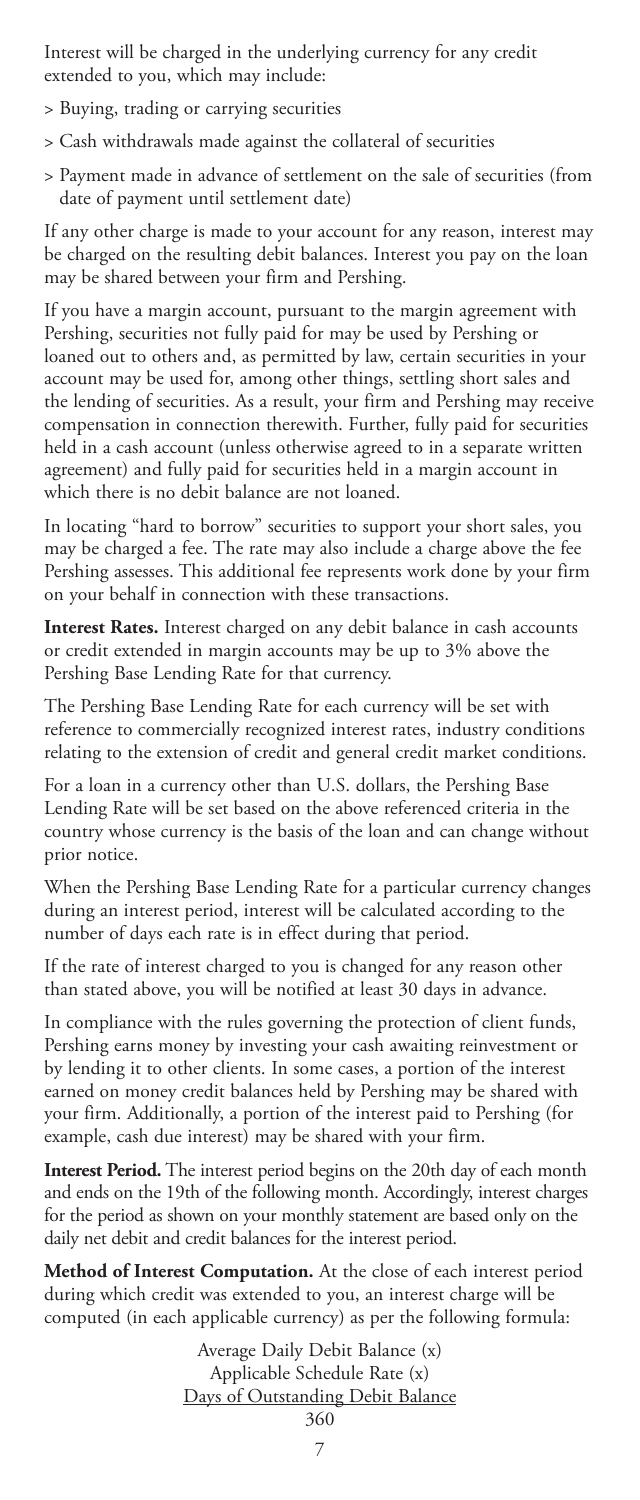Interest will be charged in the underlying currency for any credit extended to you, which may include:

> Buying, trading or carrying securities

> Cash withdrawals made against the collateral of securities

> Payment made in advance of settlement on the sale of securities (from date of payment until settlement date)

If any other charge is made to your account for any reason, interest may be charged on the resulting debit balances. Interest you pay on the loan may be shared between your firm and Pershing.

If you have a margin account, pursuant to the margin agreement with Pershing, securities not fully paid for may be used by Pershing or loaned out to others and, as permitted by law, certain securities in your account may be used for, among other things, settling short sales and the lending of securities. As a result, your firm and Pershing may receive compensation in connection therewith. Further, fully paid for securities held in a cash account (unless otherwise agreed to in a separate written agreement) and fully paid for securities held in a margin account in which there is no debit balance are not loaned.

In locating "hard to borrow" securities to support your short sales, you may be charged a fee. The rate may also include a charge above the fee Pershing assesses. This additional fee represents work done by your firm on your behalf in connection with these transactions.

**Interest Rates.** Interest charged on any debit balance in cash accounts or credit extended in margin accounts may be up to 3% above the Pershing Base Lending Rate for that currency.

The Pershing Base Lending Rate for each currency will be set with reference to commercially recognized interest rates, industry conditions relating to the extension of credit and general credit market conditions.

For a loan in a currency other than U.S. dollars, the Pershing Base Lending Rate will be set based on the above referenced criteria in the country whose currency is the basis of the loan and can change without prior notice.

When the Pershing Base Lending Rate for a particular currency changes during an interest period, interest will be calculated according to the number of days each rate is in effect during that period.

If the rate of interest charged to you is changed for any reason other than stated above, you will be notified at least 30 days in advance.

In compliance with the rules governing the protection of client funds, Pershing earns money by investing your cash awaiting reinvestment or by lending it to other clients. In some cases, a portion of the interest earned on money credit balances held by Pershing may be shared with your firm. Additionally, a portion of the interest paid to Pershing (for example, cash due interest) may be shared with your firm.

**Interest Period.** The interest period begins on the 20th day of each month and ends on the 19th of the following month. Accordingly, interest charges for the period as shown on your monthly statement are based only on the daily net debit and credit balances for the interest period.

**Method of Interest Computation.** At the close of each interest period during which credit was extended to you, an interest charge will be computed (in each applicable currency) as per the following formula:

$$\frac{\text{Average Daily Debit Balance} \times \text{Applicable Schedule Rate} \times \text{Days of Outstanding Debit Balance}}{360}$$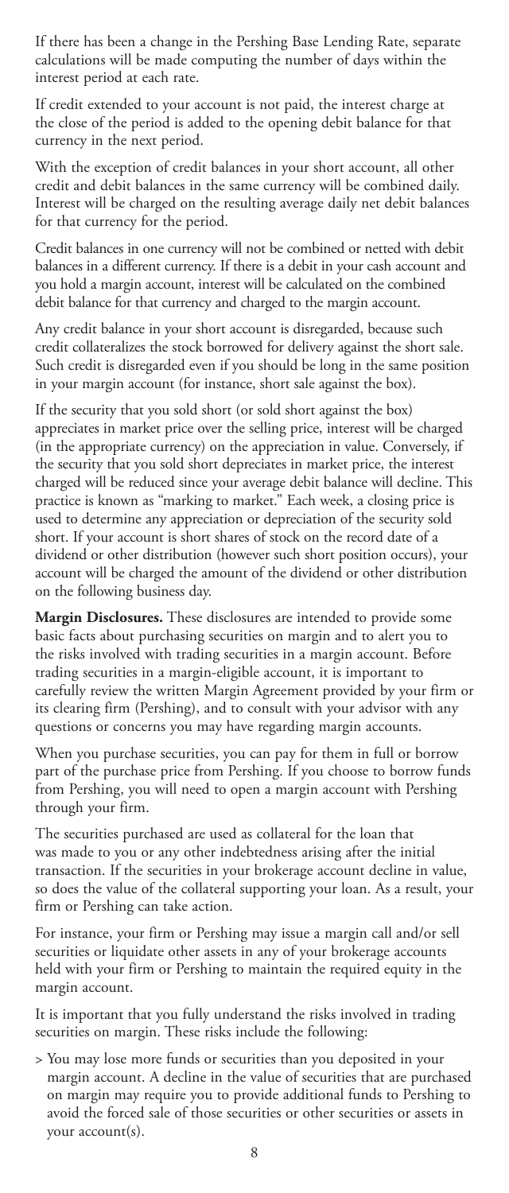If there has been a change in the Pershing Base Lending Rate, separate calculations will be made computing the number of days within the interest period at each rate.

If credit extended to your account is not paid, the interest charge at the close of the period is added to the opening debit balance for that currency in the next period.

With the exception of credit balances in your short account, all other credit and debit balances in the same currency will be combined daily. Interest will be charged on the resulting average daily net debit balances for that currency for the period.

Credit balances in one currency will not be combined or netted with debit balances in a different currency. If there is a debit in your cash account and you hold a margin account, interest will be calculated on the combined debit balance for that currency and charged to the margin account.

Any credit balance in your short account is disregarded, because such credit collateralizes the stock borrowed for delivery against the short sale. Such credit is disregarded even if you should be long in the same position in your margin account (for instance, short sale against the box).

If the security that you sold short (or sold short against the box) appreciates in market price over the selling price, interest will be charged (in the appropriate currency) on the appreciation in value. Conversely, if the security that you sold short depreciates in market price, the interest charged will be reduced since your average debit balance will decline. This practice is known as "marking to market." Each week, a closing price is used to determine any appreciation or depreciation of the security sold short. If your account is short shares of stock on the record date of a dividend or other distribution (however such short position occurs), your account will be charged the amount of the dividend or other distribution on the following business day.

**Margin Disclosures.** These disclosures are intended to provide some basic facts about purchasing securities on margin and to alert you to the risks involved with trading securities in a margin account. Before trading securities in a margin-eligible account, it is important to carefully review the written Margin Agreement provided by your firm or its clearing firm (Pershing), and to consult with your advisor with any questions or concerns you may have regarding margin accounts.

When you purchase securities, you can pay for them in full or borrow part of the purchase price from Pershing. If you choose to borrow funds from Pershing, you will need to open a margin account with Pershing through your firm.

The securities purchased are used as collateral for the loan that was made to you or any other indebtedness arising after the initial transaction. If the securities in your brokerage account decline in value, so does the value of the collateral supporting your loan. As a result, your firm or Pershing can take action.

For instance, your firm or Pershing may issue a margin call and/or sell securities or liquidate other assets in any of your brokerage accounts held with your firm or Pershing to maintain the required equity in the margin account.

It is important that you fully understand the risks involved in trading securities on margin. These risks include the following:

> You may lose more funds or securities than you deposited in your margin account. A decline in the value of securities that are purchased on margin may require you to provide additional funds to Pershing to avoid the forced sale of those securities or other securities or assets in your account(s).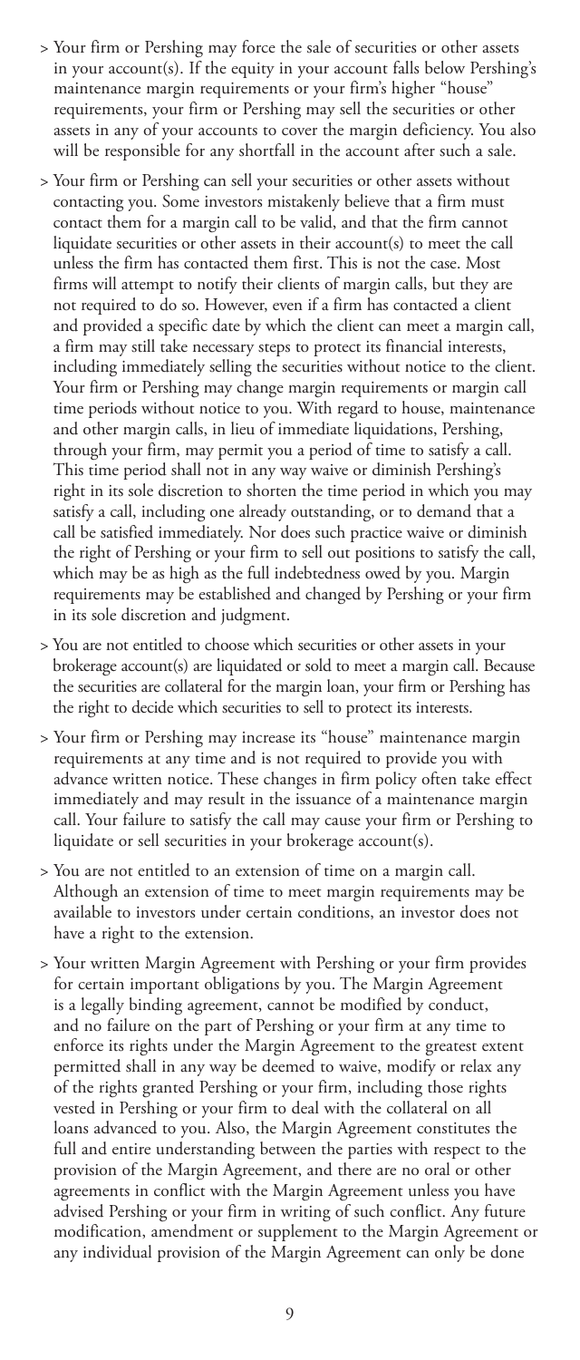> Your firm or Pershing may force the sale of securities or other assets in your account(s). If the equity in your account falls below Pershing's maintenance margin requirements or your firm's higher "house" requirements, your firm or Pershing may sell the securities or other assets in any of your accounts to cover the margin deficiency. You also will be responsible for any shortfall in the account after such a sale.

> Your firm or Pershing can sell your securities or other assets without contacting you. Some investors mistakenly believe that a firm must contact them for a margin call to be valid, and that the firm cannot liquidate securities or other assets in their account(s) to meet the call unless the firm has contacted them first. This is not the case. Most firms will attempt to notify their clients of margin calls, but they are not required to do so. However, even if a firm has contacted a client and provided a specific date by which the client can meet a margin call, a firm may still take necessary steps to protect its financial interests, including immediately selling the securities without notice to the client. Your firm or Pershing may change margin requirements or margin call time periods without notice to you. With regard to house, maintenance and other margin calls, in lieu of immediate liquidations, Pershing, through your firm, may permit you a period of time to satisfy a call. This time period shall not in any way waive or diminish Pershing's right in its sole discretion to shorten the time period in which you may satisfy a call, including one already outstanding, or to demand that a call be satisfied immediately. Nor does such practice waive or diminish the right of Pershing or your firm to sell out positions to satisfy the call, which may be as high as the full indebtedness owed by you. Margin requirements may be established and changed by Pershing or your firm in its sole discretion and judgment.

> You are not entitled to choose which securities or other assets in your brokerage account(s) are liquidated or sold to meet a margin call. Because the securities are collateral for the margin loan, your firm or Pershing has the right to decide which securities to sell to protect its interests.

> Your firm or Pershing may increase its "house" maintenance margin requirements at any time and is not required to provide you with advance written notice. These changes in firm policy often take effect immediately and may result in the issuance of a maintenance margin call. Your failure to satisfy the call may cause your firm or Pershing to liquidate or sell securities in your brokerage account(s).

> You are not entitled to an extension of time on a margin call. Although an extension of time to meet margin requirements may be available to investors under certain conditions, an investor does not have a right to the extension.

> Your written Margin Agreement with Pershing or your firm provides for certain important obligations by you. The Margin Agreement is a legally binding agreement, cannot be modified by conduct, and no failure on the part of Pershing or your firm at any time to enforce its rights under the Margin Agreement to the greatest extent permitted shall in any way be deemed to waive, modify or relax any of the rights granted Pershing or your firm, including those rights vested in Pershing or your firm to deal with the collateral on all loans advanced to you. Also, the Margin Agreement constitutes the full and entire understanding between the parties with respect to the provision of the Margin Agreement, and there are no oral or other agreements in conflict with the Margin Agreement unless you have advised Pershing or your firm in writing of such conflict. Any future modification, amendment or supplement to the Margin Agreement or any individual provision of the Margin Agreement can only be done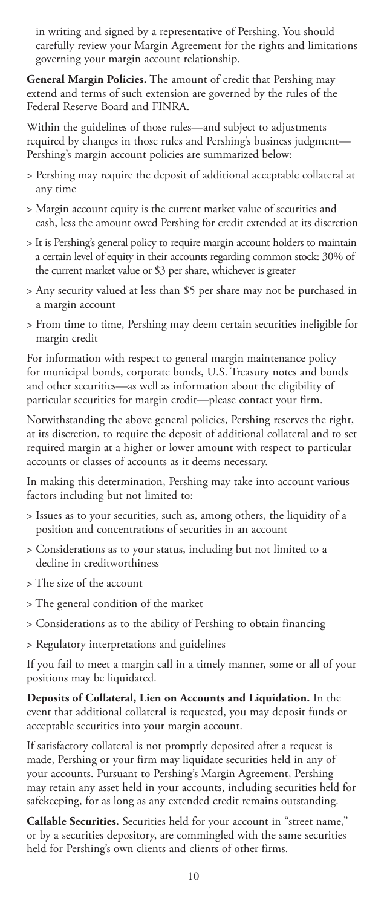in writing and signed by a representative of Pershing. You should carefully review your Margin Agreement for the rights and limitations governing your margin account relationship.

**General Margin Policies.** The amount of credit that Pershing may extend and terms of such extension are governed by the rules of the Federal Reserve Board and FINRA.

Within the guidelines of those rules—and subject to adjustments required by changes in those rules and Pershing's business judgment—Pershing's margin account policies are summarized below:

- Pershing may require the deposit of additional acceptable collateral at any time
- Margin account equity is the current market value of securities and cash, less the amount owed Pershing for credit extended at its discretion
- It is Pershing's general policy to require margin account holders to maintain a certain level of equity in their accounts regarding common stock: 30% of the current market value or $3 per share, whichever is greater
- Any security valued at less than $5 per share may not be purchased in a margin account
- From time to time, Pershing may deem certain securities ineligible for margin credit

For information with respect to general margin maintenance policy for municipal bonds, corporate bonds, U.S. Treasury notes and bonds and other securities—as well as information about the eligibility of particular securities for margin credit—please contact your firm.

Notwithstanding the above general policies, Pershing reserves the right, at its discretion, to require the deposit of additional collateral and to set required margin at a higher or lower amount with respect to particular accounts or classes of accounts as it deems necessary.

In making this determination, Pershing may take into account various factors including but not limited to:

- Issues as to your securities, such as, among others, the liquidity of a position and concentrations of securities in an account
- Considerations as to your status, including but not limited to a decline in creditworthiness
- The size of the account
- The general condition of the market
- Considerations as to the ability of Pershing to obtain financing
- Regulatory interpretations and guidelines

If you fail to meet a margin call in a timely manner, some or all of your positions may be liquidated.

**Deposits of Collateral, Lien on Accounts and Liquidation.** In the event that additional collateral is requested, you may deposit funds or acceptable securities into your margin account.

If satisfactory collateral is not promptly deposited after a request is made, Pershing or your firm may liquidate securities held in any of your accounts. Pursuant to Pershing's Margin Agreement, Pershing may retain any asset held in your accounts, including securities held for safekeeping, for as long as any extended credit remains outstanding.

**Callable Securities.** Securities held for your account in "street name," or by a securities depository, are commingled with the same securities held for Pershing's own clients and clients of other firms.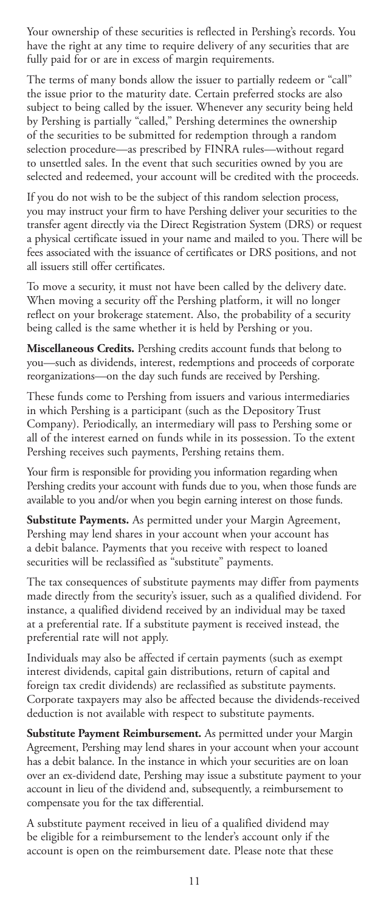Your ownership of these securities is reflected in Pershing's records. You have the right at any time to require delivery of any securities that are fully paid for or are in excess of margin requirements.

The terms of many bonds allow the issuer to partially redeem or "call" the issue prior to the maturity date. Certain preferred stocks are also subject to being called by the issuer. Whenever any security being held by Pershing is partially "called," Pershing determines the ownership of the securities to be submitted for redemption through a random selection procedure—as prescribed by FINRA rules—without regard to unsettled sales. In the event that such securities owned by you are selected and redeemed, your account will be credited with the proceeds.

If you do not wish to be the subject of this random selection process, you may instruct your firm to have Pershing deliver your securities to the transfer agent directly via the Direct Registration System (DRS) or request a physical certificate issued in your name and mailed to you. There will be fees associated with the issuance of certificates or DRS positions, and not all issuers still offer certificates.

To move a security, it must not have been called by the delivery date. When moving a security off the Pershing platform, it will no longer reflect on your brokerage statement. Also, the probability of a security being called is the same whether it is held by Pershing or you.

**Miscellaneous Credits.** Pershing credits account funds that belong to you—such as dividends, interest, redemptions and proceeds of corporate reorganizations—on the day such funds are received by Pershing.

These funds come to Pershing from issuers and various intermediaries in which Pershing is a participant (such as the Depository Trust Company). Periodically, an intermediary will pass to Pershing some or all of the interest earned on funds while in its possession. To the extent Pershing receives such payments, Pershing retains them.

Your firm is responsible for providing you information regarding when Pershing credits your account with funds due to you, when those funds are available to you and/or when you begin earning interest on those funds.

**Substitute Payments.** As permitted under your Margin Agreement, Pershing may lend shares in your account when your account has a debit balance. Payments that you receive with respect to loaned securities will be reclassified as "substitute" payments.

The tax consequences of substitute payments may differ from payments made directly from the security's issuer, such as a qualified dividend. For instance, a qualified dividend received by an individual may be taxed at a preferential rate. If a substitute payment is received instead, the preferential rate will not apply.

Individuals may also be affected if certain payments (such as exempt interest dividends, capital gain distributions, return of capital and foreign tax credit dividends) are reclassified as substitute payments. Corporate taxpayers may also be affected because the dividends-received deduction is not available with respect to substitute payments.

**Substitute Payment Reimbursement.** As permitted under your Margin Agreement, Pershing may lend shares in your account when your account has a debit balance. In the instance in which your securities are on loan over an ex-dividend date, Pershing may issue a substitute payment to your account in lieu of the dividend and, subsequently, a reimbursement to compensate you for the tax differential.

A substitute payment received in lieu of a qualified dividend may be eligible for a reimbursement to the lender's account only if the account is open on the reimbursement date. Please note that these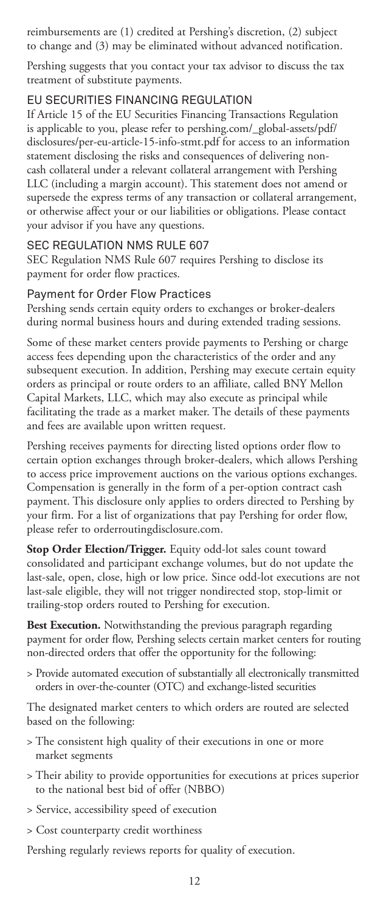reimbursements are (1) credited at Pershing's discretion, (2) subject to change and (3) may be eliminated without advanced notification.

Pershing suggests that you contact your tax advisor to discuss the tax treatment of substitute payments.

## EU SECURITIES FINANCING REGULATION

If Article 15 of the EU Securities Financing Transactions Regulation is applicable to you, please refer to pershing.com/_global-assets/pdf/disclosures/per-eu-article-15-info-stmt.pdf for access to an information statement disclosing the risks and consequences of delivering non-cash collateral under a relevant collateral arrangement with Pershing LLC (including a margin account). This statement does not amend or supersede the express terms of any transaction or collateral arrangement, or otherwise affect your or our liabilities or obligations. Please contact your advisor if you have any questions.

## SEC REGULATION NMS RULE 607

SEC Regulation NMS Rule 607 requires Pershing to disclose its payment for order flow practices.

### Payment for Order Flow Practices

Pershing sends certain equity orders to exchanges or broker-dealers during normal business hours and during extended trading sessions.

Some of these market centers provide payments to Pershing or charge access fees depending upon the characteristics of the order and any subsequent execution. In addition, Pershing may execute certain equity orders as principal or route orders to an affiliate, called BNY Mellon Capital Markets, LLC, which may also execute as principal while facilitating the trade as a market maker. The details of these payments and fees are available upon written request.

Pershing receives payments for directing listed options order flow to certain option exchanges through broker-dealers, which allows Pershing to access price improvement auctions on the various options exchanges. Compensation is generally in the form of a per-option contract cash payment. This disclosure only applies to orders directed to Pershing by your firm. For a list of organizations that pay Pershing for order flow, please refer to orderroutingdisclosure.com.

**Stop Order Election/Trigger.** Equity odd-lot sales count toward consolidated and participant exchange volumes, but do not update the last-sale, open, close, high or low price. Since odd-lot executions are not last-sale eligible, they will not trigger nondirected stop, stop-limit or trailing-stop orders routed to Pershing for execution.

**Best Execution.** Notwithstanding the previous paragraph regarding payment for order flow, Pershing selects certain market centers for routing non-directed orders that offer the opportunity for the following:

> Provide automated execution of substantially all electronically transmitted orders in over-the-counter (OTC) and exchange-listed securities

The designated market centers to which orders are routed are selected based on the following:

> The consistent high quality of their executions in one or more market segments

> Their ability to provide opportunities for executions at prices superior to the national best bid of offer (NBBO)

> Service, accessibility speed of execution

> Cost counterparty credit worthiness

Pershing regularly reviews reports for quality of execution.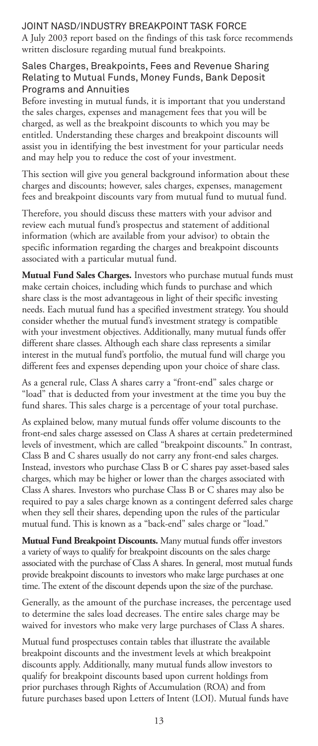## JOINT NASD/INDUSTRY BREAKPOINT TASK FORCE

A July 2003 report based on the findings of this task force recommends written disclosure regarding mutual fund breakpoints.

### Sales Charges, Breakpoints, Fees and Revenue Sharing Relating to Mutual Funds, Money Funds, Bank Deposit Programs and Annuities

Before investing in mutual funds, it is important that you understand the sales charges, expenses and management fees that you will be charged, as well as the breakpoint discounts to which you may be entitled. Understanding these charges and breakpoint discounts will assist you in identifying the best investment for your particular needs and may help you to reduce the cost of your investment.

This section will give you general background information about these charges and discounts; however, sales charges, expenses, management fees and breakpoint discounts vary from mutual fund to mutual fund.

Therefore, you should discuss these matters with your advisor and review each mutual fund's prospectus and statement of additional information (which are available from your advisor) to obtain the specific information regarding the charges and breakpoint discounts associated with a particular mutual fund.

**Mutual Fund Sales Charges.** Investors who purchase mutual funds must make certain choices, including which funds to purchase and which share class is the most advantageous in light of their specific investing needs. Each mutual fund has a specified investment strategy. You should consider whether the mutual fund's investment strategy is compatible with your investment objectives. Additionally, many mutual funds offer different share classes. Although each share class represents a similar interest in the mutual fund's portfolio, the mutual fund will charge you different fees and expenses depending upon your choice of share class.

As a general rule, Class A shares carry a "front-end" sales charge or "load" that is deducted from your investment at the time you buy the fund shares. This sales charge is a percentage of your total purchase.

As explained below, many mutual funds offer volume discounts to the front-end sales charge assessed on Class A shares at certain predetermined levels of investment, which are called "breakpoint discounts." In contrast, Class B and C shares usually do not carry any front-end sales charges. Instead, investors who purchase Class B or C shares pay asset-based sales charges, which may be higher or lower than the charges associated with Class A shares. Investors who purchase Class B or C shares may also be required to pay a sales charge known as a contingent deferred sales charge when they sell their shares, depending upon the rules of the particular mutual fund. This is known as a "back-end" sales charge or "load."

**Mutual Fund Breakpoint Discounts.** Many mutual funds offer investors a variety of ways to qualify for breakpoint discounts on the sales charge associated with the purchase of Class A shares. In general, most mutual funds provide breakpoint discounts to investors who make large purchases at one time. The extent of the discount depends upon the size of the purchase.

Generally, as the amount of the purchase increases, the percentage used to determine the sales load decreases. The entire sales charge may be waived for investors who make very large purchases of Class A shares.

Mutual fund prospectuses contain tables that illustrate the available breakpoint discounts and the investment levels at which breakpoint discounts apply. Additionally, many mutual funds allow investors to qualify for breakpoint discounts based upon current holdings from prior purchases through Rights of Accumulation (ROA) and from future purchases based upon Letters of Intent (LOI). Mutual funds have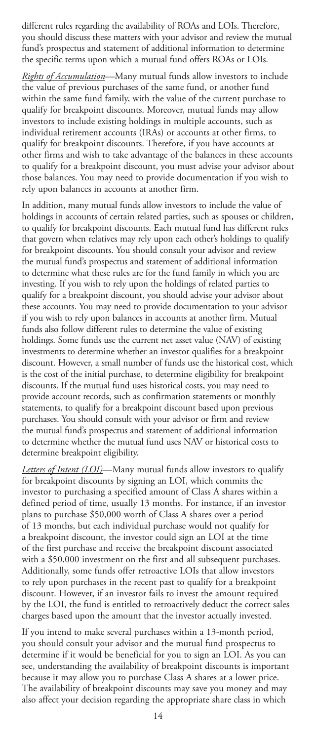different rules regarding the availability of ROAs and LOIs. Therefore, you should discuss these matters with your advisor and review the mutual fund's prospectus and statement of additional information to determine the specific terms upon which a mutual fund offers ROAs or LOIs.

*Rights of Accumulation*—Many mutual funds allow investors to include the value of previous purchases of the same fund, or another fund within the same fund family, with the value of the current purchase to qualify for breakpoint discounts. Moreover, mutual funds may allow investors to include existing holdings in multiple accounts, such as individual retirement accounts (IRAs) or accounts at other firms, to qualify for breakpoint discounts. Therefore, if you have accounts at other firms and wish to take advantage of the balances in these accounts to qualify for a breakpoint discount, you must advise your advisor about those balances. You may need to provide documentation if you wish to rely upon balances in accounts at another firm.

In addition, many mutual funds allow investors to include the value of holdings in accounts of certain related parties, such as spouses or children, to qualify for breakpoint discounts. Each mutual fund has different rules that govern when relatives may rely upon each other's holdings to qualify for breakpoint discounts. You should consult your advisor and review the mutual fund's prospectus and statement of additional information to determine what these rules are for the fund family in which you are investing. If you wish to rely upon the holdings of related parties to qualify for a breakpoint discount, you should advise your advisor about these accounts. You may need to provide documentation to your advisor if you wish to rely upon balances in accounts at another firm. Mutual funds also follow different rules to determine the value of existing holdings. Some funds use the current net asset value (NAV) of existing investments to determine whether an investor qualifies for a breakpoint discount. However, a small number of funds use the historical cost, which is the cost of the initial purchase, to determine eligibility for breakpoint discounts. If the mutual fund uses historical costs, you may need to provide account records, such as confirmation statements or monthly statements, to qualify for a breakpoint discount based upon previous purchases. You should consult with your advisor or firm and review the mutual fund's prospectus and statement of additional information to determine whether the mutual fund uses NAV or historical costs to determine breakpoint eligibility.

*Letters of Intent (LOI)*—Many mutual funds allow investors to qualify for breakpoint discounts by signing an LOI, which commits the investor to purchasing a specified amount of Class A shares within a defined period of time, usually 13 months. For instance, if an investor plans to purchase $50,000 worth of Class A shares over a period of 13 months, but each individual purchase would not qualify for a breakpoint discount, the investor could sign an LOI at the time of the first purchase and receive the breakpoint discount associated with a $50,000 investment on the first and all subsequent purchases. Additionally, some funds offer retroactive LOIs that allow investors to rely upon purchases in the recent past to qualify for a breakpoint discount. However, if an investor fails to invest the amount required by the LOI, the fund is entitled to retroactively deduct the correct sales charges based upon the amount that the investor actually invested.

If you intend to make several purchases within a 13-month period, you should consult your advisor and the mutual fund prospectus to determine if it would be beneficial for you to sign an LOI. As you can see, understanding the availability of breakpoint discounts is important because it may allow you to purchase Class A shares at a lower price. The availability of breakpoint discounts may save you money and may also affect your decision regarding the appropriate share class in which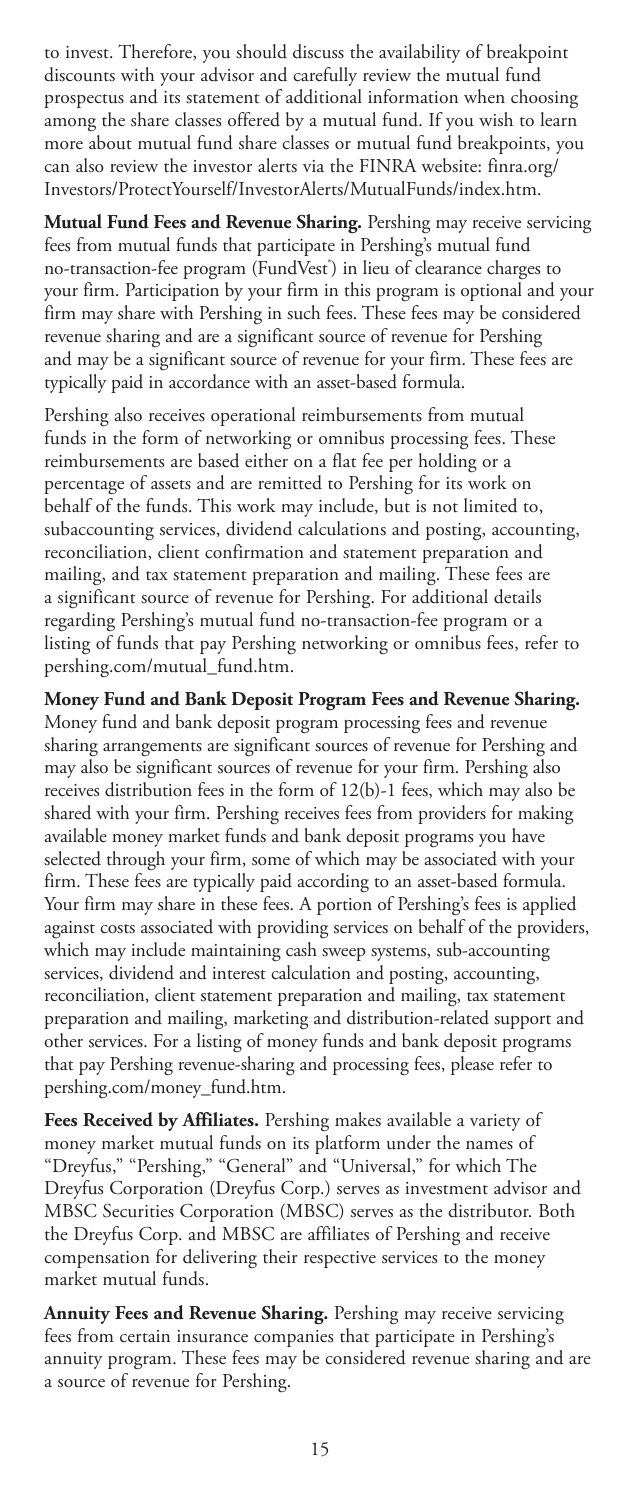to invest. Therefore, you should discuss the availability of breakpoint discounts with your advisor and carefully review the mutual fund prospectus and its statement of additional information when choosing among the share classes offered by a mutual fund. If you wish to learn more about mutual fund share classes or mutual fund breakpoints, you can also review the investor alerts via the FINRA website: finra.org/Investors/ProtectYourself/InvestorAlerts/MutualFunds/index.htm.

**Mutual Fund Fees and Revenue Sharing.** Pershing may receive servicing fees from mutual funds that participate in Pershing's mutual fund no-transaction-fee program (FundVest®) in lieu of clearance charges to your firm. Participation by your firm in this program is optional and your firm may share with Pershing in such fees. These fees may be considered revenue sharing and are a significant source of revenue for Pershing and may be a significant source of revenue for your firm. These fees are typically paid in accordance with an asset-based formula.

Pershing also receives operational reimbursements from mutual funds in the form of networking or omnibus processing fees. These reimbursements are based either on a flat fee per holding or a percentage of assets and are remitted to Pershing for its work on behalf of the funds. This work may include, but is not limited to, subaccounting services, dividend calculations and posting, accounting, reconciliation, client confirmation and statement preparation and mailing, and tax statement preparation and mailing. These fees are a significant source of revenue for Pershing. For additional details regarding Pershing's mutual fund no-transaction-fee program or a listing of funds that pay Pershing networking or omnibus fees, refer to pershing.com/mutual_fund.htm.

**Money Fund and Bank Deposit Program Fees and Revenue Sharing.** Money fund and bank deposit program processing fees and revenue sharing arrangements are significant sources of revenue for Pershing and may also be significant sources of revenue for your firm. Pershing also receives distribution fees in the form of 12(b)-1 fees, which may also be shared with your firm. Pershing receives fees from providers for making available money market funds and bank deposit programs you have selected through your firm, some of which may be associated with your firm. These fees are typically paid according to an asset-based formula. Your firm may share in these fees. A portion of Pershing's fees is applied against costs associated with providing services on behalf of the providers, which may include maintaining cash sweep systems, sub-accounting services, dividend and interest calculation and posting, accounting, reconciliation, client statement preparation and mailing, tax statement preparation and mailing, marketing and distribution-related support and other services. For a listing of money funds and bank deposit programs that pay Pershing revenue-sharing and processing fees, please refer to pershing.com/money_fund.htm.

**Fees Received by Affiliates.** Pershing makes available a variety of money market mutual funds on its platform under the names of "Dreyfus," "Pershing," "General" and "Universal," for which The Dreyfus Corporation (Dreyfus Corp.) serves as investment advisor and MBSC Securities Corporation (MBSC) serves as the distributor. Both the Dreyfus Corp. and MBSC are affiliates of Pershing and receive compensation for delivering their respective services to the money market mutual funds.

**Annuity Fees and Revenue Sharing.** Pershing may receive servicing fees from certain insurance companies that participate in Pershing's annuity program. These fees may be considered revenue sharing and are a source of revenue for Pershing.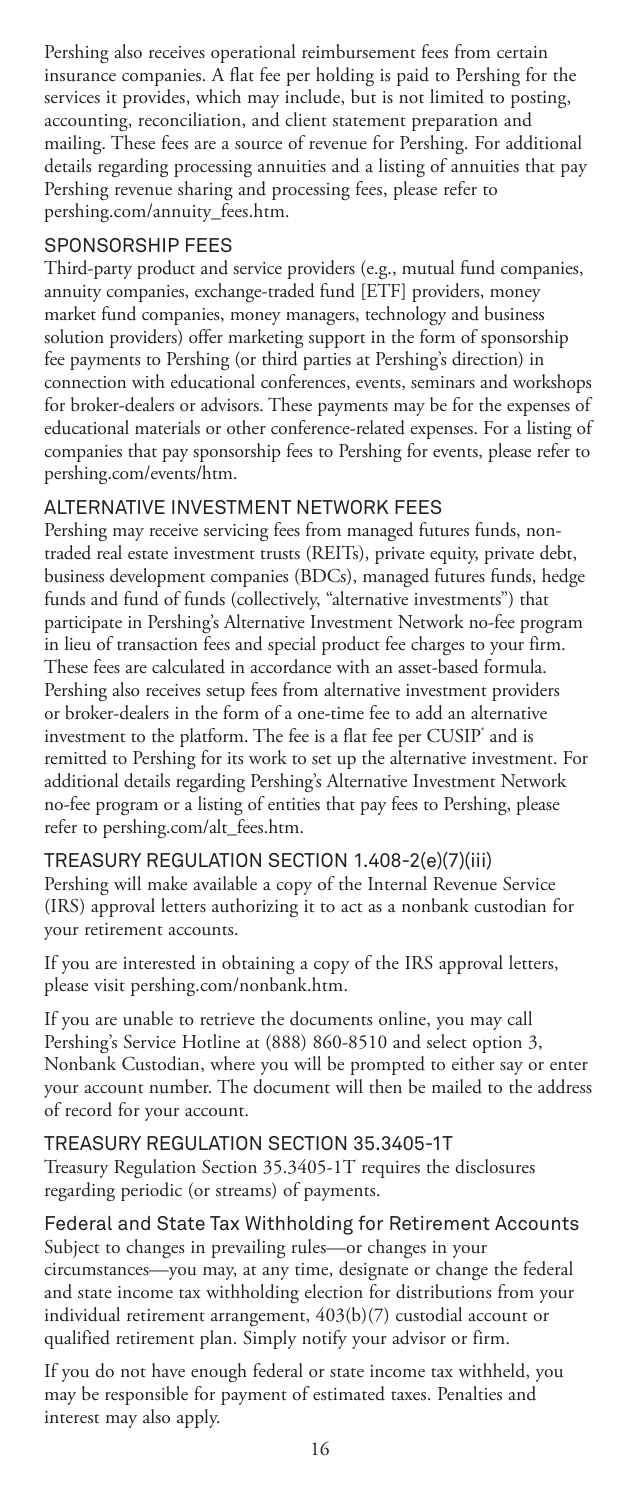Pershing also receives operational reimbursement fees from certain insurance companies. A flat fee per holding is paid to Pershing for the services it provides, which may include, but is not limited to posting, accounting, reconciliation, and client statement preparation and mailing. These fees are a source of revenue for Pershing. For additional details regarding processing annuities and a listing of annuities that pay Pershing revenue sharing and processing fees, please refer to pershing.com/annuity_fees.htm.

## SPONSORSHIP FEES

Third-party product and service providers (e.g., mutual fund companies, annuity companies, exchange-traded fund [ETF] providers, money market fund companies, money managers, technology and business solution providers) offer marketing support in the form of sponsorship fee payments to Pershing (or third parties at Pershing's direction) in connection with educational conferences, events, seminars and workshops for broker-dealers or advisors. These payments may be for the expenses of educational materials or other conference-related expenses. For a listing of companies that pay sponsorship fees to Pershing for events, please refer to pershing.com/events/htm.

## ALTERNATIVE INVESTMENT NETWORK FEES

Pershing may receive servicing fees from managed futures funds, non-traded real estate investment trusts (REITs), private equity, private debt, business development companies (BDCs), managed futures funds, hedge funds and fund of funds (collectively, "alternative investments") that participate in Pershing's Alternative Investment Network no-fee program in lieu of transaction fees and special product fee charges to your firm. These fees are calculated in accordance with an asset-based formula. Pershing also receives setup fees from alternative investment providers or broker-dealers in the form of a one-time fee to add an alternative investment to the platform. The fee is a flat fee per CUSIP® and is remitted to Pershing for its work to set up the alternative investment. For additional details regarding Pershing's Alternative Investment Network no-fee program or a listing of entities that pay fees to Pershing, please refer to pershing.com/alt_fees.htm.

## TREASURY REGULATION SECTION 1.408-2(e)(7)(iii)

Pershing will make available a copy of the Internal Revenue Service (IRS) approval letters authorizing it to act as a nonbank custodian for your retirement accounts.

If you are interested in obtaining a copy of the IRS approval letters, please visit pershing.com/nonbank.htm.

If you are unable to retrieve the documents online, you may call Pershing's Service Hotline at (888) 860-8510 and select option 3, Nonbank Custodian, where you will be prompted to either say or enter your account number. The document will then be mailed to the address of record for your account.

## TREASURY REGULATION SECTION 35.3405-1T

Treasury Regulation Section 35.3405-1T requires the disclosures regarding periodic (or streams) of payments.

### Federal and State Tax Withholding for Retirement Accounts

Subject to changes in prevailing rules—or changes in your circumstances—you may, at any time, designate or change the federal and state income tax withholding election for distributions from your individual retirement arrangement, 403(b)(7) custodial account or qualified retirement plan. Simply notify your advisor or firm.

If you do not have enough federal or state income tax withheld, you may be responsible for payment of estimated taxes. Penalties and interest may also apply.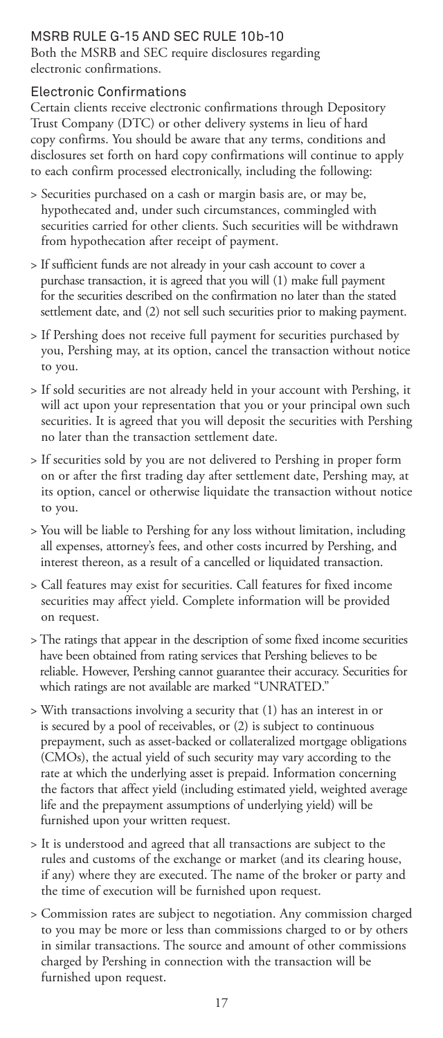## MSRB RULE G-15 AND SEC RULE 10b-10

Both the MSRB and SEC require disclosures regarding electronic confirmations.

### Electronic Confirmations

Certain clients receive electronic confirmations through Depository Trust Company (DTC) or other delivery systems in lieu of hard copy confirms. You should be aware that any terms, conditions and disclosures set forth on hard copy confirmations will continue to apply to each confirm processed electronically, including the following:

> Securities purchased on a cash or margin basis are, or may be, hypothecated and, under such circumstances, commingled with securities carried for other clients. Such securities will be withdrawn from hypothecation after receipt of payment.

> If sufficient funds are not already in your cash account to cover a purchase transaction, it is agreed that you will (1) make full payment for the securities described on the confirmation no later than the stated settlement date, and (2) not sell such securities prior to making payment.

> If Pershing does not receive full payment for securities purchased by you, Pershing may, at its option, cancel the transaction without notice to you.

> If sold securities are not already held in your account with Pershing, it will act upon your representation that you or your principal own such securities. It is agreed that you will deposit the securities with Pershing no later than the transaction settlement date.

> If securities sold by you are not delivered to Pershing in proper form on or after the first trading day after settlement date, Pershing may, at its option, cancel or otherwise liquidate the transaction without notice to you.

> You will be liable to Pershing for any loss without limitation, including all expenses, attorney's fees, and other costs incurred by Pershing, and interest thereon, as a result of a cancelled or liquidated transaction.

> Call features may exist for securities. Call features for fixed income securities may affect yield. Complete information will be provided on request.

> The ratings that appear in the description of some fixed income securities have been obtained from rating services that Pershing believes to be reliable. However, Pershing cannot guarantee their accuracy. Securities for which ratings are not available are marked "UNRATED."

> With transactions involving a security that (1) has an interest in or is secured by a pool of receivables, or (2) is subject to continuous prepayment, such as asset-backed or collateralized mortgage obligations (CMOs), the actual yield of such security may vary according to the rate at which the underlying asset is prepaid. Information concerning the factors that affect yield (including estimated yield, weighted average life and the prepayment assumptions of underlying yield) will be furnished upon your written request.

> It is understood and agreed that all transactions are subject to the rules and customs of the exchange or market (and its clearing house, if any) where they are executed. The name of the broker or party and the time of execution will be furnished upon request.

> Commission rates are subject to negotiation. Any commission charged to you may be more or less than commissions charged to or by others in similar transactions. The source and amount of other commissions charged by Pershing in connection with the transaction will be furnished upon request.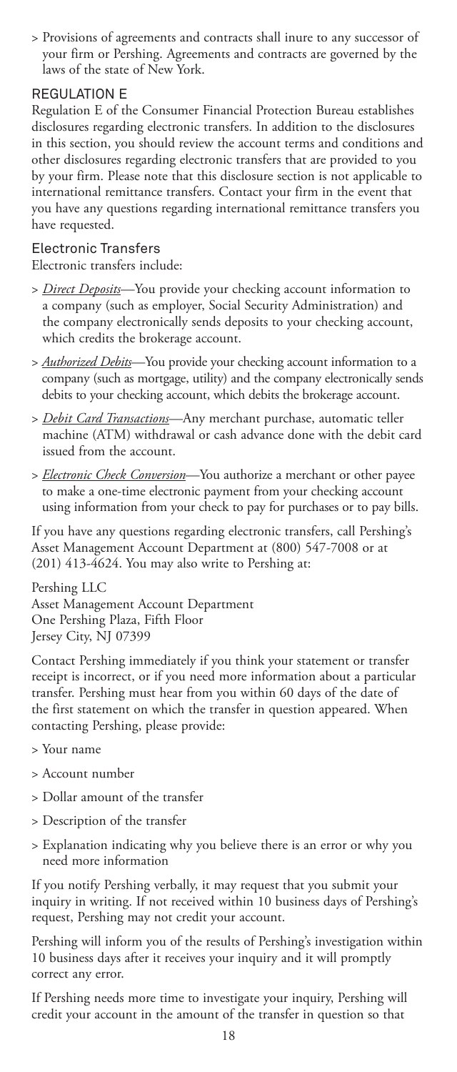- Provisions of agreements and contracts shall inure to any successor of your firm or Pershing. Agreements and contracts are governed by the laws of the state of New York.

## REGULATION E

Regulation E of the Consumer Financial Protection Bureau establishes disclosures regarding electronic transfers. In addition to the disclosures in this section, you should review the account terms and conditions and other disclosures regarding electronic transfers that are provided to you by your firm. Please note that this disclosure section is not applicable to international remittance transfers. Contact your firm in the event that you have any questions regarding international remittance transfers you have requested.

### Electronic Transfers

Electronic transfers include:

- *Direct Deposits*—You provide your checking account information to a company (such as employer, Social Security Administration) and the company electronically sends deposits to your checking account, which credits the brokerage account.
- *Authorized Debits*—You provide your checking account information to a company (such as mortgage, utility) and the company electronically sends debits to your checking account, which debits the brokerage account.
- *Debit Card Transactions*—Any merchant purchase, automatic teller machine (ATM) withdrawal or cash advance done with the debit card issued from the account.
- *Electronic Check Conversion*—You authorize a merchant or other payee to make a one-time electronic payment from your checking account using information from your check to pay for purchases or to pay bills.

If you have any questions regarding electronic transfers, call Pershing's Asset Management Account Department at (800) 547-7008 or at (201) 413-4624. You may also write to Pershing at:

Pershing LLC
Asset Management Account Department
One Pershing Plaza, Fifth Floor
Jersey City, NJ 07399

Contact Pershing immediately if you think your statement or transfer receipt is incorrect, or if you need more information about a particular transfer. Pershing must hear from you within 60 days of the date of the first statement on which the transfer in question appeared. When contacting Pershing, please provide:

- Your name
- Account number
- Dollar amount of the transfer
- Description of the transfer
- Explanation indicating why you believe there is an error or why you need more information

If you notify Pershing verbally, it may request that you submit your inquiry in writing. If not received within 10 business days of Pershing's request, Pershing may not credit your account.

Pershing will inform you of the results of Pershing's investigation within 10 business days after it receives your inquiry and it will promptly correct any error.

If Pershing needs more time to investigate your inquiry, Pershing will credit your account in the amount of the transfer in question so that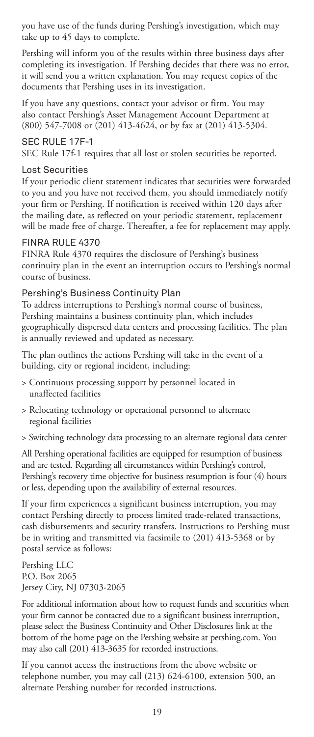you have use of the funds during Pershing's investigation, which may take up to 45 days to complete.

Pershing will inform you of the results within three business days after completing its investigation. If Pershing decides that there was no error, it will send you a written explanation. You may request copies of the documents that Pershing uses in its investigation.

If you have any questions, contact your advisor or firm. You may also contact Pershing's Asset Management Account Department at (800) 547-7008 or (201) 413-4624, or by fax at (201) 413-5304.

## SEC RULE 17F-1

SEC Rule 17f-1 requires that all lost or stolen securities be reported.

### Lost Securities

If your periodic client statement indicates that securities were forwarded to you and you have not received them, you should immediately notify your firm or Pershing. If notification is received within 120 days after the mailing date, as reflected on your periodic statement, replacement will be made free of charge. Thereafter, a fee for replacement may apply.

## FINRA RULE 4370

FINRA Rule 4370 requires the disclosure of Pershing's business continuity plan in the event an interruption occurs to Pershing's normal course of business.

### Pershing's Business Continuity Plan

To address interruptions to Pershing's normal course of business, Pershing maintains a business continuity plan, which includes geographically dispersed data centers and processing facilities. The plan is annually reviewed and updated as necessary.

The plan outlines the actions Pershing will take in the event of a building, city or regional incident, including:

> Continuous processing support by personnel located in unaffected facilities

> Relocating technology or operational personnel to alternate regional facilities

> Switching technology data processing to an alternate regional data center

All Pershing operational facilities are equipped for resumption of business and are tested. Regarding all circumstances within Pershing's control, Pershing's recovery time objective for business resumption is four (4) hours or less, depending upon the availability of external resources.

If your firm experiences a significant business interruption, you may contact Pershing directly to process limited trade-related transactions, cash disbursements and security transfers. Instructions to Pershing must be in writing and transmitted via facsimile to (201) 413-5368 or by postal service as follows:

Pershing LLC
P.O. Box 2065
Jersey City, NJ 07303-2065

For additional information about how to request funds and securities when your firm cannot be contacted due to a significant business interruption, please select the Business Continuity and Other Disclosures link at the bottom of the home page on the Pershing website at pershing.com. You may also call (201) 413-3635 for recorded instructions.

If you cannot access the instructions from the above website or telephone number, you may call (213) 624-6100, extension 500, an alternate Pershing number for recorded instructions.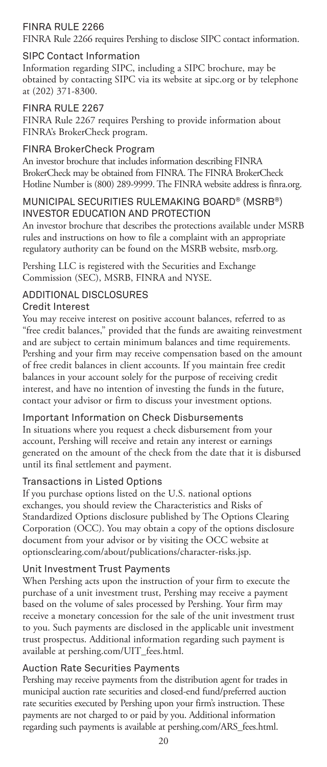## FINRA RULE 2266

FINRA Rule 2266 requires Pershing to disclose SIPC contact information.

### SIPC Contact Information

Information regarding SIPC, including a SIPC brochure, may be obtained by contacting SIPC via its website at sipc.org or by telephone at (202) 371-8300.

## FINRA RULE 2267

FINRA Rule 2267 requires Pershing to provide information about FINRA's BrokerCheck program.

### FINRA BrokerCheck Program

An investor brochure that includes information describing FINRA BrokerCheck may be obtained from FINRA. The FINRA BrokerCheck Hotline Number is (800) 289-9999. The FINRA website address is finra.org.

## MUNICIPAL SECURITIES RULEMAKING BOARD® (MSRB®) INVESTOR EDUCATION AND PROTECTION

An investor brochure that describes the protections available under MSRB rules and instructions on how to file a complaint with an appropriate regulatory authority can be found on the MSRB website, msrb.org.

Pershing LLC is registered with the Securities and Exchange Commission (SEC), MSRB, FINRA and NYSE.

## ADDITIONAL DISCLOSURES

### Credit Interest

You may receive interest on positive account balances, referred to as "free credit balances," provided that the funds are awaiting reinvestment and are subject to certain minimum balances and time requirements. Pershing and your firm may receive compensation based on the amount of free credit balances in client accounts. If you maintain free credit balances in your account solely for the purpose of receiving credit interest, and have no intention of investing the funds in the future, contact your advisor or firm to discuss your investment options.

### Important Information on Check Disbursements

In situations where you request a check disbursement from your account, Pershing will receive and retain any interest or earnings generated on the amount of the check from the date that it is disbursed until its final settlement and payment.

### Transactions in Listed Options

If you purchase options listed on the U.S. national options exchanges, you should review the Characteristics and Risks of Standardized Options disclosure published by The Options Clearing Corporation (OCC). You may obtain a copy of the options disclosure document from your advisor or by visiting the OCC website at optionsclearing.com/about/publications/character-risks.jsp.

### Unit Investment Trust Payments

When Pershing acts upon the instruction of your firm to execute the purchase of a unit investment trust, Pershing may receive a payment based on the volume of sales processed by Pershing. Your firm may receive a monetary concession for the sale of the unit investment trust to you. Such payments are disclosed in the applicable unit investment trust prospectus. Additional information regarding such payment is available at pershing.com/UIT_fees.html.

### Auction Rate Securities Payments

Pershing may receive payments from the distribution agent for trades in municipal auction rate securities and closed-end fund/preferred auction rate securities executed by Pershing upon your firm's instruction. These payments are not charged to or paid by you. Additional information regarding such payments is available at pershing.com/ARS_fees.html.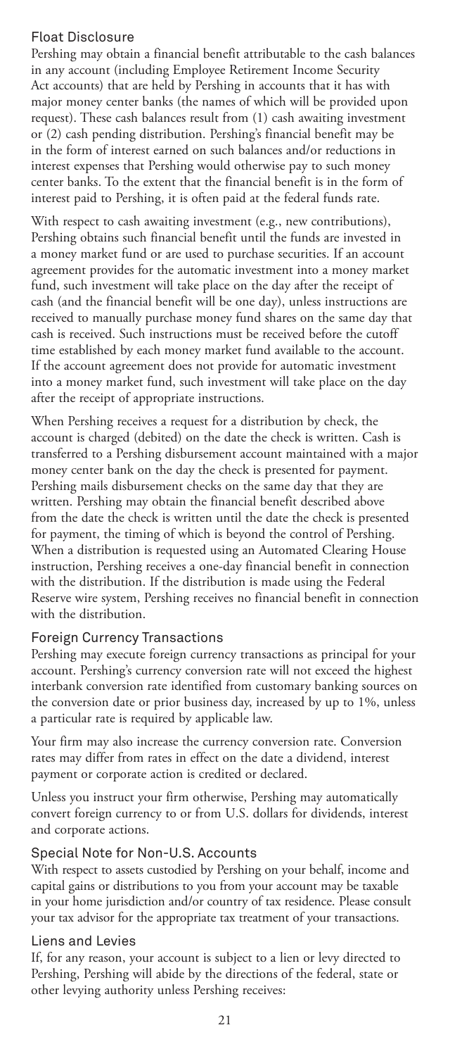## Float Disclosure

Pershing may obtain a financial benefit attributable to the cash balances in any account (including Employee Retirement Income Security Act accounts) that are held by Pershing in accounts that it has with major money center banks (the names of which will be provided upon request). These cash balances result from (1) cash awaiting investment or (2) cash pending distribution. Pershing's financial benefit may be in the form of interest earned on such balances and/or reductions in interest expenses that Pershing would otherwise pay to such money center banks. To the extent that the financial benefit is in the form of interest paid to Pershing, it is often paid at the federal funds rate.

With respect to cash awaiting investment (e.g., new contributions), Pershing obtains such financial benefit until the funds are invested in a money market fund or are used to purchase securities. If an account agreement provides for the automatic investment into a money market fund, such investment will take place on the day after the receipt of cash (and the financial benefit will be one day), unless instructions are received to manually purchase money fund shares on the same day that cash is received. Such instructions must be received before the cutoff time established by each money market fund available to the account. If the account agreement does not provide for automatic investment into a money market fund, such investment will take place on the day after the receipt of appropriate instructions.

When Pershing receives a request for a distribution by check, the account is charged (debited) on the date the check is written. Cash is transferred to a Pershing disbursement account maintained with a major money center bank on the day the check is presented for payment. Pershing mails disbursement checks on the same day that they are written. Pershing may obtain the financial benefit described above from the date the check is written until the date the check is presented for payment, the timing of which is beyond the control of Pershing. When a distribution is requested using an Automated Clearing House instruction, Pershing receives a one-day financial benefit in connection with the distribution. If the distribution is made using the Federal Reserve wire system, Pershing receives no financial benefit in connection with the distribution.

## Foreign Currency Transactions

Pershing may execute foreign currency transactions as principal for your account. Pershing's currency conversion rate will not exceed the highest interbank conversion rate identified from customary banking sources on the conversion date or prior business day, increased by up to 1%, unless a particular rate is required by applicable law.

Your firm may also increase the currency conversion rate. Conversion rates may differ from rates in effect on the date a dividend, interest payment or corporate action is credited or declared.

Unless you instruct your firm otherwise, Pershing may automatically convert foreign currency to or from U.S. dollars for dividends, interest and corporate actions.

## Special Note for Non-U.S. Accounts

With respect to assets custodied by Pershing on your behalf, income and capital gains or distributions to you from your account may be taxable in your home jurisdiction and/or country of tax residence. Please consult your tax advisor for the appropriate tax treatment of your transactions.

## Liens and Levies

If, for any reason, your account is subject to a lien or levy directed to Pershing, Pershing will abide by the directions of the federal, state or other levying authority unless Pershing receives: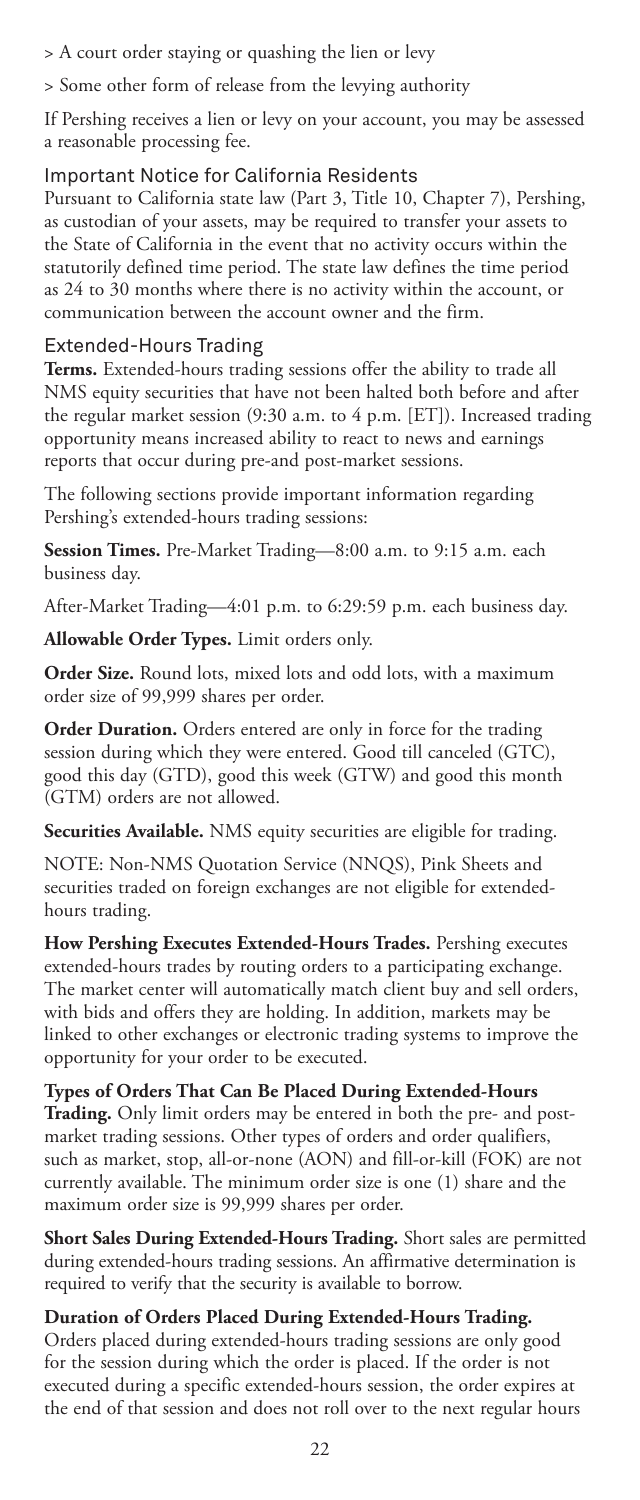> A court order staying or quashing the lien or levy

> Some other form of release from the levying authority

If Pershing receives a lien or levy on your account, you may be assessed a reasonable processing fee.

## Important Notice for California Residents

Pursuant to California state law (Part 3, Title 10, Chapter 7), Pershing, as custodian of your assets, may be required to transfer your assets to the State of California in the event that no activity occurs within the statutorily defined time period. The state law defines the time period as 24 to 30 months where there is no activity within the account, or communication between the account owner and the firm.

## Extended-Hours Trading

**Terms.** Extended-hours trading sessions offer the ability to trade all NMS equity securities that have not been halted both before and after the regular market session (9:30 a.m. to 4 p.m. [ET]). Increased trading opportunity means increased ability to react to news and earnings reports that occur during pre-and post-market sessions.

The following sections provide important information regarding Pershing's extended-hours trading sessions:

**Session Times.** Pre-Market Trading—8:00 a.m. to 9:15 a.m. each business day.

After-Market Trading—4:01 p.m. to 6:29:59 p.m. each business day.

**Allowable Order Types.** Limit orders only.

**Order Size.** Round lots, mixed lots and odd lots, with a maximum order size of 99,999 shares per order.

**Order Duration.** Orders entered are only in force for the trading session during which they were entered. Good till canceled (GTC), good this day (GTD), good this week (GTW) and good this month (GTM) orders are not allowed.

**Securities Available.** NMS equity securities are eligible for trading.

NOTE: Non-NMS Quotation Service (NNQS), Pink Sheets and securities traded on foreign exchanges are not eligible for extended-hours trading.

**How Pershing Executes Extended-Hours Trades.** Pershing executes extended-hours trades by routing orders to a participating exchange. The market center will automatically match client buy and sell orders, with bids and offers they are holding. In addition, markets may be linked to other exchanges or electronic trading systems to improve the opportunity for your order to be executed.

**Types of Orders That Can Be Placed During Extended-Hours Trading.** Only limit orders may be entered in both the pre- and post-market trading sessions. Other types of orders and order qualifiers, such as market, stop, all-or-none (AON) and fill-or-kill (FOK) are not currently available. The minimum order size is one (1) share and the maximum order size is 99,999 shares per order.

**Short Sales During Extended-Hours Trading.** Short sales are permitted during extended-hours trading sessions. An affirmative determination is required to verify that the security is available to borrow.

**Duration of Orders Placed During Extended-Hours Trading.** Orders placed during extended-hours trading sessions are only good for the session during which the order is placed. If the order is not executed during a specific extended-hours session, the order expires at the end of that session and does not roll over to the next regular hours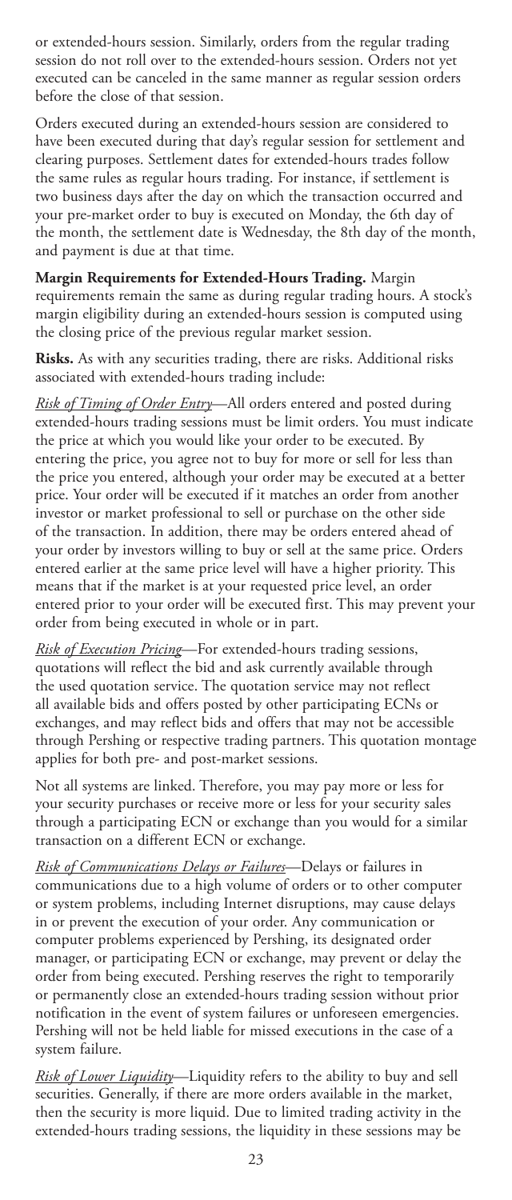or extended-hours session. Similarly, orders from the regular trading session do not roll over to the extended-hours session. Orders not yet executed can be canceled in the same manner as regular session orders before the close of that session.

Orders executed during an extended-hours session are considered to have been executed during that day's regular session for settlement and clearing purposes. Settlement dates for extended-hours trades follow the same rules as regular hours trading. For instance, if settlement is two business days after the day on which the transaction occurred and your pre-market order to buy is executed on Monday, the 6th day of the month, the settlement date is Wednesday, the 8th day of the month, and payment is due at that time.

**Margin Requirements for Extended-Hours Trading.** Margin requirements remain the same as during regular trading hours. A stock's margin eligibility during an extended-hours session is computed using the closing price of the previous regular market session.

**Risks.** As with any securities trading, there are risks. Additional risks associated with extended-hours trading include:

*Risk of Timing of Order Entry*—All orders entered and posted during extended-hours trading sessions must be limit orders. You must indicate the price at which you would like your order to be executed. By entering the price, you agree not to buy for more or sell for less than the price you entered, although your order may be executed at a better price. Your order will be executed if it matches an order from another investor or market professional to sell or purchase on the other side of the transaction. In addition, there may be orders entered ahead of your order by investors willing to buy or sell at the same price. Orders entered earlier at the same price level will have a higher priority. This means that if the market is at your requested price level, an order entered prior to your order will be executed first. This may prevent your order from being executed in whole or in part.

*Risk of Execution Pricing*—For extended-hours trading sessions, quotations will reflect the bid and ask currently available through the used quotation service. The quotation service may not reflect all available bids and offers posted by other participating ECNs or exchanges, and may reflect bids and offers that may not be accessible through Pershing or respective trading partners. This quotation montage applies for both pre- and post-market sessions.

Not all systems are linked. Therefore, you may pay more or less for your security purchases or receive more or less for your security sales through a participating ECN or exchange than you would for a similar transaction on a different ECN or exchange.

*Risk of Communications Delays or Failures*—Delays or failures in communications due to a high volume of orders or to other computer or system problems, including Internet disruptions, may cause delays in or prevent the execution of your order. Any communication or computer problems experienced by Pershing, its designated order manager, or participating ECN or exchange, may prevent or delay the order from being executed. Pershing reserves the right to temporarily or permanently close an extended-hours trading session without prior notification in the event of system failures or unforeseen emergencies. Pershing will not be held liable for missed executions in the case of a system failure.

*Risk of Lower Liquidity*—Liquidity refers to the ability to buy and sell securities. Generally, if there are more orders available in the market, then the security is more liquid. Due to limited trading activity in the extended-hours trading sessions, the liquidity in these sessions may be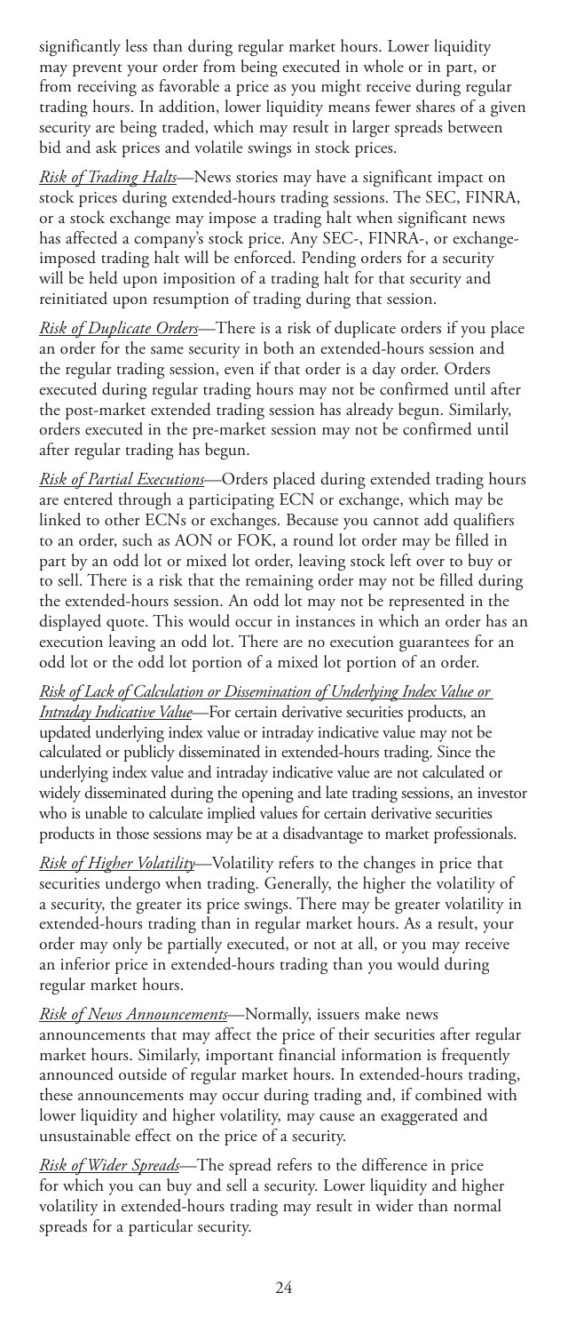significantly less than during regular market hours. Lower liquidity may prevent your order from being executed in whole or in part, or from receiving as favorable a price as you might receive during regular trading hours. In addition, lower liquidity means fewer shares of a given security are being traded, which may result in larger spreads between bid and ask prices and volatile swings in stock prices.

*Risk of Trading Halts*—News stories may have a significant impact on stock prices during extended-hours trading sessions. The SEC, FINRA, or a stock exchange may impose a trading halt when significant news has affected a company's stock price. Any SEC-, FINRA-, or exchange-imposed trading halt will be enforced. Pending orders for a security will be held upon imposition of a trading halt for that security and reinitiated upon resumption of trading during that session.

*Risk of Duplicate Orders*—There is a risk of duplicate orders if you place an order for the same security in both an extended-hours session and the regular trading session, even if that order is a day order. Orders executed during regular trading hours may not be confirmed until after the post-market extended trading session has already begun. Similarly, orders executed in the pre-market session may not be confirmed until after regular trading has begun.

*Risk of Partial Executions*—Orders placed during extended trading hours are entered through a participating ECN or exchange, which may be linked to other ECNs or exchanges. Because you cannot add qualifiers to an order, such as AON or FOK, a round lot order may be filled in part by an odd lot or mixed lot order, leaving stock left over to buy or to sell. There is a risk that the remaining order may not be filled during the extended-hours session. An odd lot may not be represented in the displayed quote. This would occur in instances in which an order has an execution leaving an odd lot. There are no execution guarantees for an odd lot or the odd lot portion of a mixed lot portion of an order.

*Risk of Lack of Calculation or Dissemination of Underlying Index Value or Intraday Indicative Value*—For certain derivative securities products, an updated underlying index value or intraday indicative value may not be calculated or publicly disseminated in extended-hours trading. Since the underlying index value and intraday indicative value are not calculated or widely disseminated during the opening and late trading sessions, an investor who is unable to calculate implied values for certain derivative securities products in those sessions may be at a disadvantage to market professionals.

*Risk of Higher Volatility*—Volatility refers to the changes in price that securities undergo when trading. Generally, the higher the volatility of a security, the greater its price swings. There may be greater volatility in extended-hours trading than in regular market hours. As a result, your order may only be partially executed, or not at all, or you may receive an inferior price in extended-hours trading than you would during regular market hours.

*Risk of News Announcements*—Normally, issuers make news announcements that may affect the price of their securities after regular market hours. Similarly, important financial information is frequently announced outside of regular market hours. In extended-hours trading, these announcements may occur during trading and, if combined with lower liquidity and higher volatility, may cause an exaggerated and unsustainable effect on the price of a security.

*Risk of Wider Spreads*—The spread refers to the difference in price for which you can buy and sell a security. Lower liquidity and higher volatility in extended-hours trading may result in wider than normal spreads for a particular security.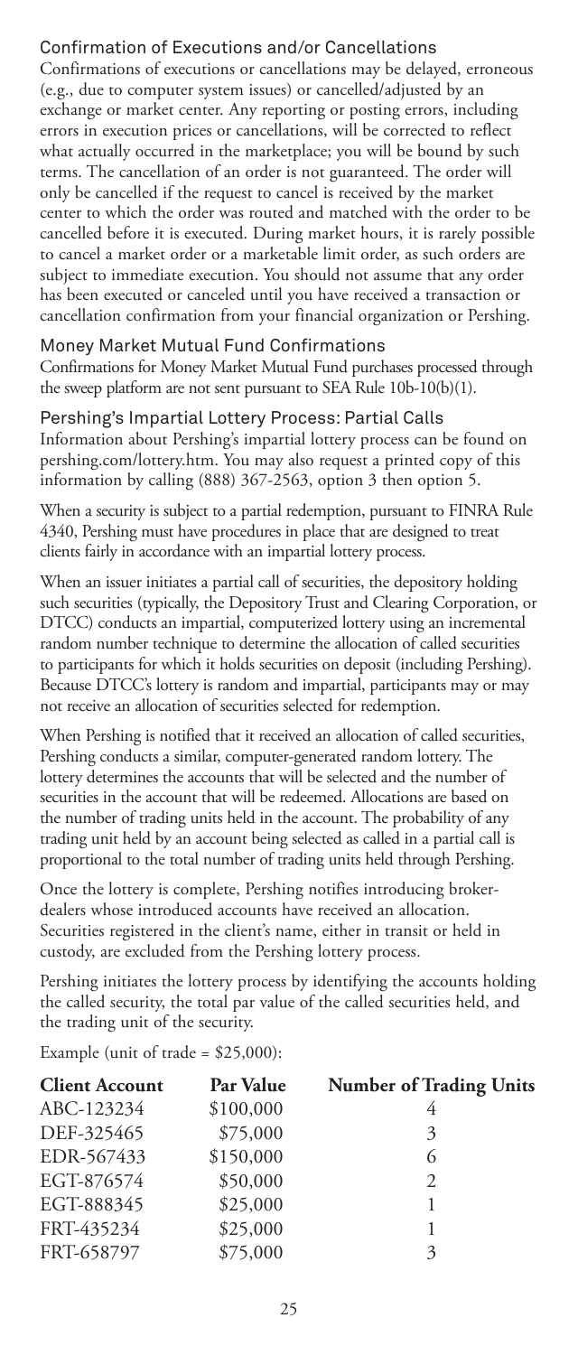## Confirmation of Executions and/or Cancellations

Confirmations of executions or cancellations may be delayed, erroneous (e.g., due to computer system issues) or cancelled/adjusted by an exchange or market center. Any reporting or posting errors, including errors in execution prices or cancellations, will be corrected to reflect what actually occurred in the marketplace; you will be bound by such terms. The cancellation of an order is not guaranteed. The order will only be cancelled if the request to cancel is received by the market center to which the order was routed and matched with the order to be cancelled before it is executed. During market hours, it is rarely possible to cancel a market order or a marketable limit order, as such orders are subject to immediate execution. You should not assume that any order has been executed or canceled until you have received a transaction or cancellation confirmation from your financial organization or Pershing.

## Money Market Mutual Fund Confirmations

Confirmations for Money Market Mutual Fund purchases processed through the sweep platform are not sent pursuant to SEA Rule 10b-10(b)(1).

## Pershing's Impartial Lottery Process: Partial Calls

Information about Pershing's impartial lottery process can be found on pershing.com/lottery.htm. You may also request a printed copy of this information by calling (888) 367-2563, option 3 then option 5.

When a security is subject to a partial redemption, pursuant to FINRA Rule 4340, Pershing must have procedures in place that are designed to treat clients fairly in accordance with an impartial lottery process.

When an issuer initiates a partial call of securities, the depository holding such securities (typically, the Depository Trust and Clearing Corporation, or DTCC) conducts an impartial, computerized lottery using an incremental random number technique to determine the allocation of called securities to participants for which it holds securities on deposit (including Pershing). Because DTCC's lottery is random and impartial, participants may or may not receive an allocation of securities selected for redemption.

When Pershing is notified that it received an allocation of called securities, Pershing conducts a similar, computer-generated random lottery. The lottery determines the accounts that will be selected and the number of securities in the account that will be redeemed. Allocations are based on the number of trading units held in the account. The probability of any trading unit held by an account being selected as called in a partial call is proportional to the total number of trading units held through Pershing.

Once the lottery is complete, Pershing notifies introducing broker-dealers whose introduced accounts have received an allocation. Securities registered in the client's name, either in transit or held in custody, are excluded from the Pershing lottery process.

Pershing initiates the lottery process by identifying the accounts holding the called security, the total par value of the called securities held, and the trading unit of the security.

Example (unit of trade = $25,000):

| Client Account | Par Value | Number of Trading Units |
|---|---|---|
| ABC-123234 | $100,000 | 4 |
| DEF-325465 | $75,000 | 3 |
| EDR-567433 | $150,000 | 6 |
| EGT-876574 | $50,000 | 2 |
| EGT-888345 | $25,000 | 1 |
| FRT-435234 | $25,000 | 1 |
| FRT-658797 | $75,000 | 3 |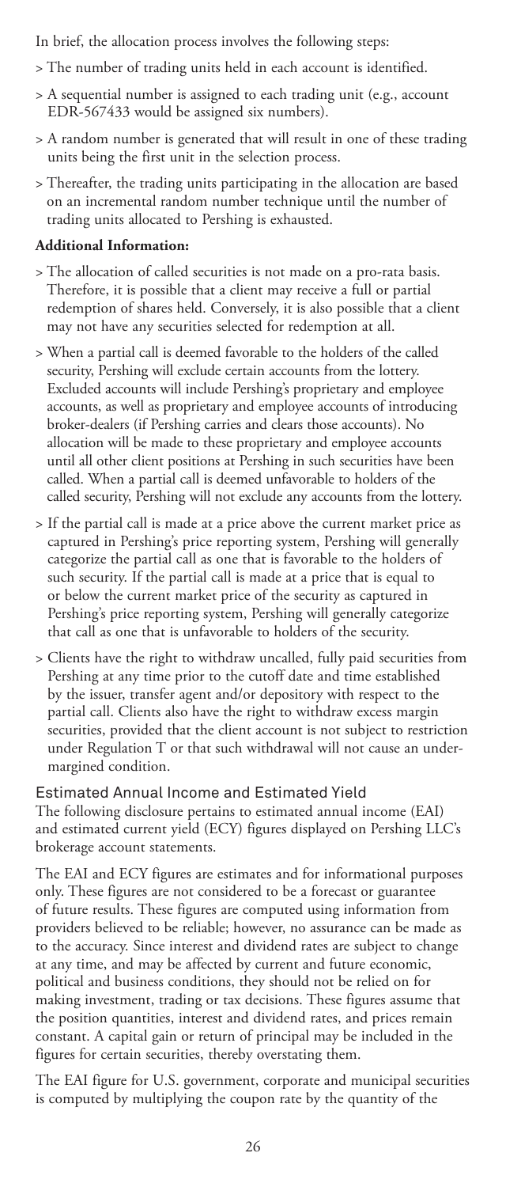In brief, the allocation process involves the following steps:

- The number of trading units held in each account is identified.
- A sequential number is assigned to each trading unit (e.g., account EDR-567433 would be assigned six numbers).
- A random number is generated that will result in one of these trading units being the first unit in the selection process.
- Thereafter, the trading units participating in the allocation are based on an incremental random number technique until the number of trading units allocated to Pershing is exhausted.

**Additional Information:**

- The allocation of called securities is not made on a pro-rata basis. Therefore, it is possible that a client may receive a full or partial redemption of shares held. Conversely, it is also possible that a client may not have any securities selected for redemption at all.
- When a partial call is deemed favorable to the holders of the called security, Pershing will exclude certain accounts from the lottery. Excluded accounts will include Pershing's proprietary and employee accounts, as well as proprietary and employee accounts of introducing broker-dealers (if Pershing carries and clears those accounts). No allocation will be made to these proprietary and employee accounts until all other client positions at Pershing in such securities have been called. When a partial call is deemed unfavorable to holders of the called security, Pershing will not exclude any accounts from the lottery.
- If the partial call is made at a price above the current market price as captured in Pershing's price reporting system, Pershing will generally categorize the partial call as one that is favorable to the holders of such security. If the partial call is made at a price that is equal to or below the current market price of the security as captured in Pershing's price reporting system, Pershing will generally categorize that call as one that is unfavorable to holders of the security.
- Clients have the right to withdraw uncalled, fully paid securities from Pershing at any time prior to the cutoff date and time established by the issuer, transfer agent and/or depository with respect to the partial call. Clients also have the right to withdraw excess margin securities, provided that the client account is not subject to restriction under Regulation T or that such withdrawal will not cause an under-margined condition.

## Estimated Annual Income and Estimated Yield

The following disclosure pertains to estimated annual income (EAI) and estimated current yield (ECY) figures displayed on Pershing LLC's brokerage account statements.

The EAI and ECY figures are estimates and for informational purposes only. These figures are not considered to be a forecast or guarantee of future results. These figures are computed using information from providers believed to be reliable; however, no assurance can be made as to the accuracy. Since interest and dividend rates are subject to change at any time, and may be affected by current and future economic, political and business conditions, they should not be relied on for making investment, trading or tax decisions. These figures assume that the position quantities, interest and dividend rates, and prices remain constant. A capital gain or return of principal may be included in the figures for certain securities, thereby overstating them.

The EAI figure for U.S. government, corporate and municipal securities is computed by multiplying the coupon rate by the quantity of the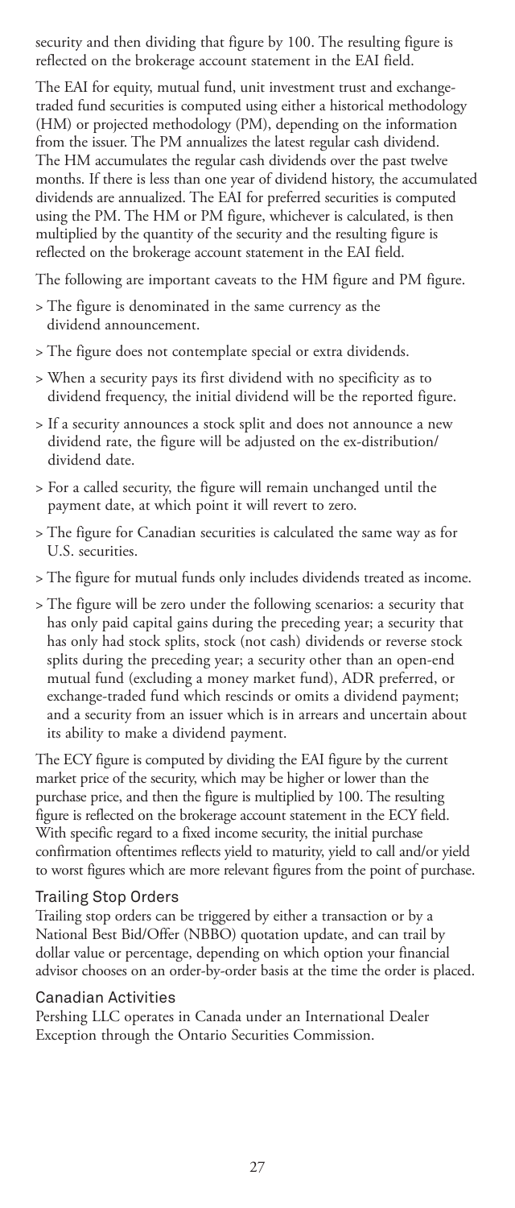security and then dividing that figure by 100. The resulting figure is reflected on the brokerage account statement in the EAI field.

The EAI for equity, mutual fund, unit investment trust and exchange-traded fund securities is computed using either a historical methodology (HM) or projected methodology (PM), depending on the information from the issuer. The PM annualizes the latest regular cash dividend. The HM accumulates the regular cash dividends over the past twelve months. If there is less than one year of dividend history, the accumulated dividends are annualized. The EAI for preferred securities is computed using the PM. The HM or PM figure, whichever is calculated, is then multiplied by the quantity of the security and the resulting figure is reflected on the brokerage account statement in the EAI field.

The following are important caveats to the HM figure and PM figure.

> The figure is denominated in the same currency as the dividend announcement.

> The figure does not contemplate special or extra dividends.

> When a security pays its first dividend with no specificity as to dividend frequency, the initial dividend will be the reported figure.

> If a security announces a stock split and does not announce a new dividend rate, the figure will be adjusted on the ex-distribution/dividend date.

> For a called security, the figure will remain unchanged until the payment date, at which point it will revert to zero.

> The figure for Canadian securities is calculated the same way as for U.S. securities.

> The figure for mutual funds only includes dividends treated as income.

> The figure will be zero under the following scenarios: a security that has only paid capital gains during the preceding year; a security that has only had stock splits, stock (not cash) dividends or reverse stock splits during the preceding year; a security other than an open-end mutual fund (excluding a money market fund), ADR preferred, or exchange-traded fund which rescinds or omits a dividend payment; and a security from an issuer which is in arrears and uncertain about its ability to make a dividend payment.

The ECY figure is computed by dividing the EAI figure by the current market price of the security, which may be higher or lower than the purchase price, and then the figure is multiplied by 100. The resulting figure is reflected on the brokerage account statement in the ECY field. With specific regard to a fixed income security, the initial purchase confirmation oftentimes reflects yield to maturity, yield to call and/or yield to worst figures which are more relevant figures from the point of purchase.

### Trailing Stop Orders

Trailing stop orders can be triggered by either a transaction or by a National Best Bid/Offer (NBBO) quotation update, and can trail by dollar value or percentage, depending on which option your financial advisor chooses on an order-by-order basis at the time the order is placed.

### Canadian Activities

Pershing LLC operates in Canada under an International Dealer Exception through the Ontario Securities Commission.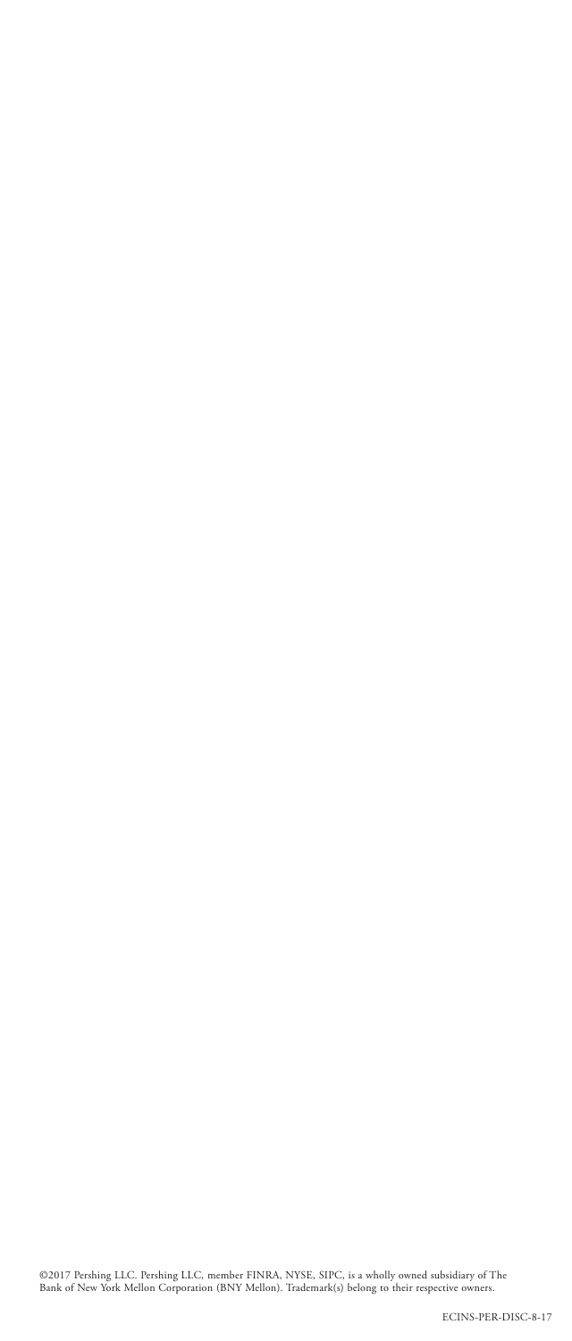©2017 Pershing LLC. Pershing LLC, member FINRA, NYSE, SIPC, is a wholly owned subsidiary of The Bank of New York Mellon Corporation (BNY Mellon). Trademark(s) belong to their respective owners.

ECINS-PER-DISC-8-17